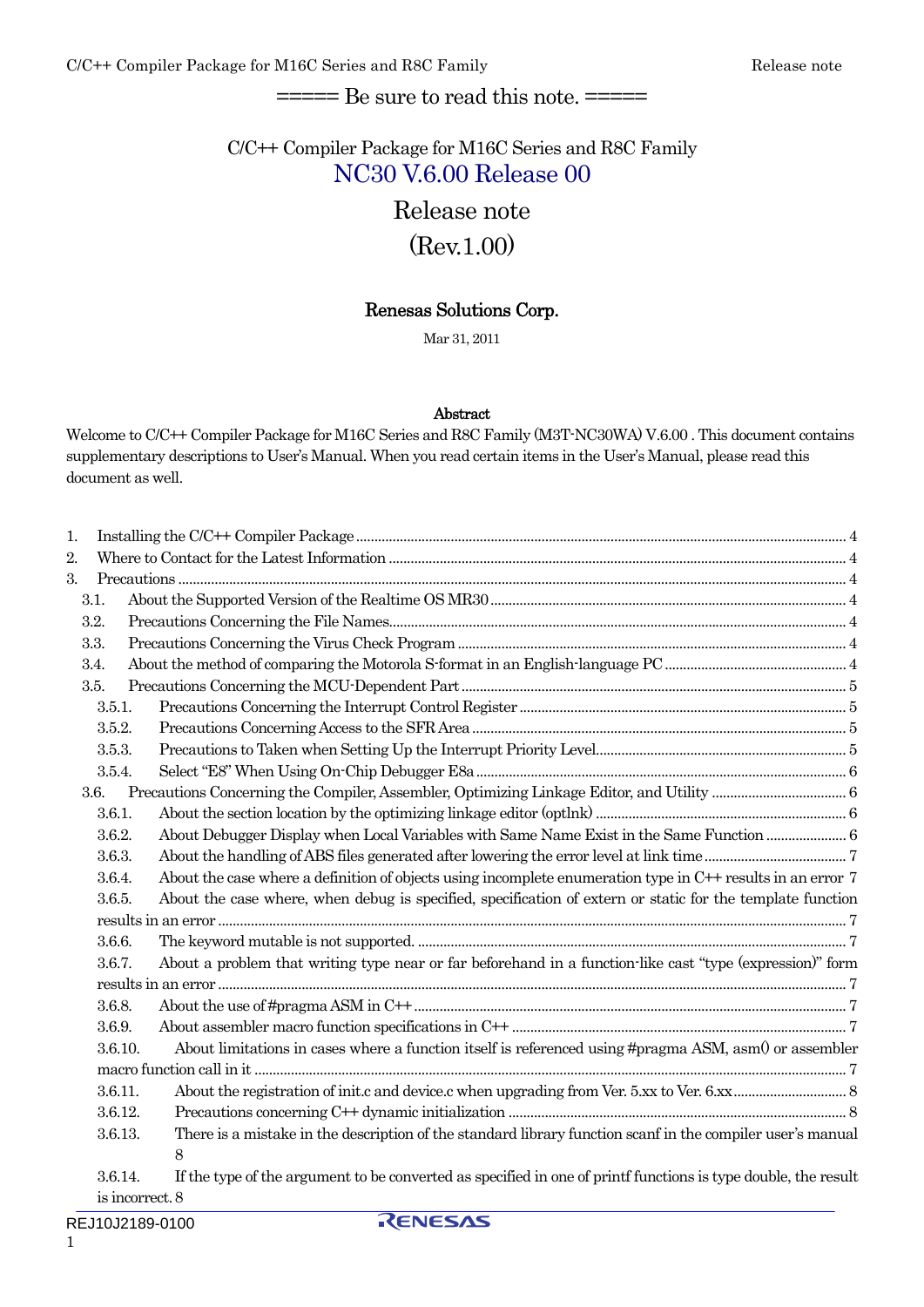===== Be sure to read this note. =====

C/C++ Compiler Package for M16C Series and R8C Family

# NC30 V.6.00 Release 00

## Release note

## (Rev.1.00)

**Renesas Solutions Corp.**

Mar 31, 2011

**Abstract**

Welcome to C/C++ Compiler Package for M16C Series and R8C Family (M3T-NC30WA) V.6.00 . This document contains supplementary descriptions to User's Manual. When you read certain items in the User's Manual, please read this document as well.

1. Installing the C/C++ Compiler Package ..... 4
2. Where to Contact for the Latest Information ..... 4
3. Precautions ..... 4
   - 3.1. About the Supported Version of the Realtime OS MR30 ..... 4
   - 3.2. Precautions Concerning the File Names ..... 4
   - 3.3. Precautions Concerning the Virus Check Program ..... 4
   - 3.4. About the method of comparing the Motorola S-format in an English-language PC ..... 4
   - 3.5. Precautions Concerning the MCU-Dependent Part ..... 5
     - 3.5.1. Precautions Concerning the Interrupt Control Register ..... 5
     - 3.5.2. Precautions Concerning Access to the SFR Area ..... 5
     - 3.5.3. Precautions to Taken when Setting Up the Interrupt Priority Level ..... 5
     - 3.5.4. Select "E8" When Using On-Chip Debugger E8a ..... 6
   - 3.6. Precautions Concerning the Compiler, Assembler, Optimizing Linkage Editor, and Utility ..... 6
     - 3.6.1. About the section location by the optimizing linkage editor (optlnk) ..... 6
     - 3.6.2. About Debugger Display when Local Variables with Same Name Exist in the Same Function ..... 6
     - 3.6.3. About the handling of ABS files generated after lowering the error level at link time ..... 7
     - 3.6.4. About the case where a definition of objects using incomplete enumeration type in C++ results in an error 7
     - 3.6.5. About the case where, when debug is specified, specification of extern or static for the template function results in an error ..... 7
     - 3.6.6. The keyword mutable is not supported. ..... 7
     - 3.6.7. About a problem that writing type near or far beforehand in a function-like cast "type (expression)" form results in an error ..... 7
     - 3.6.8. About the use of #pragma ASM in C++ ..... 7
     - 3.6.9. About assembler macro function specifications in C++ ..... 7
     - 3.6.10. About limitations in cases where a function itself is referenced using #pragma ASM, asm() or assembler macro function call in it ..... 7
     - 3.6.11. About the registration of init.c and device.c when upgrading from Ver. 5.xx to Ver. 6.xx ..... 8
     - 3.6.12. Precautions concerning C++ dynamic initialization ..... 8
     - 3.6.13. There is a mistake in the description of the standard library function scanf in the compiler user's manual 8
     - 3.6.14. If the type of the argument to be converted as specified in one of printf functions is type double, the result is incorrect. 8

REJ10J2189-0100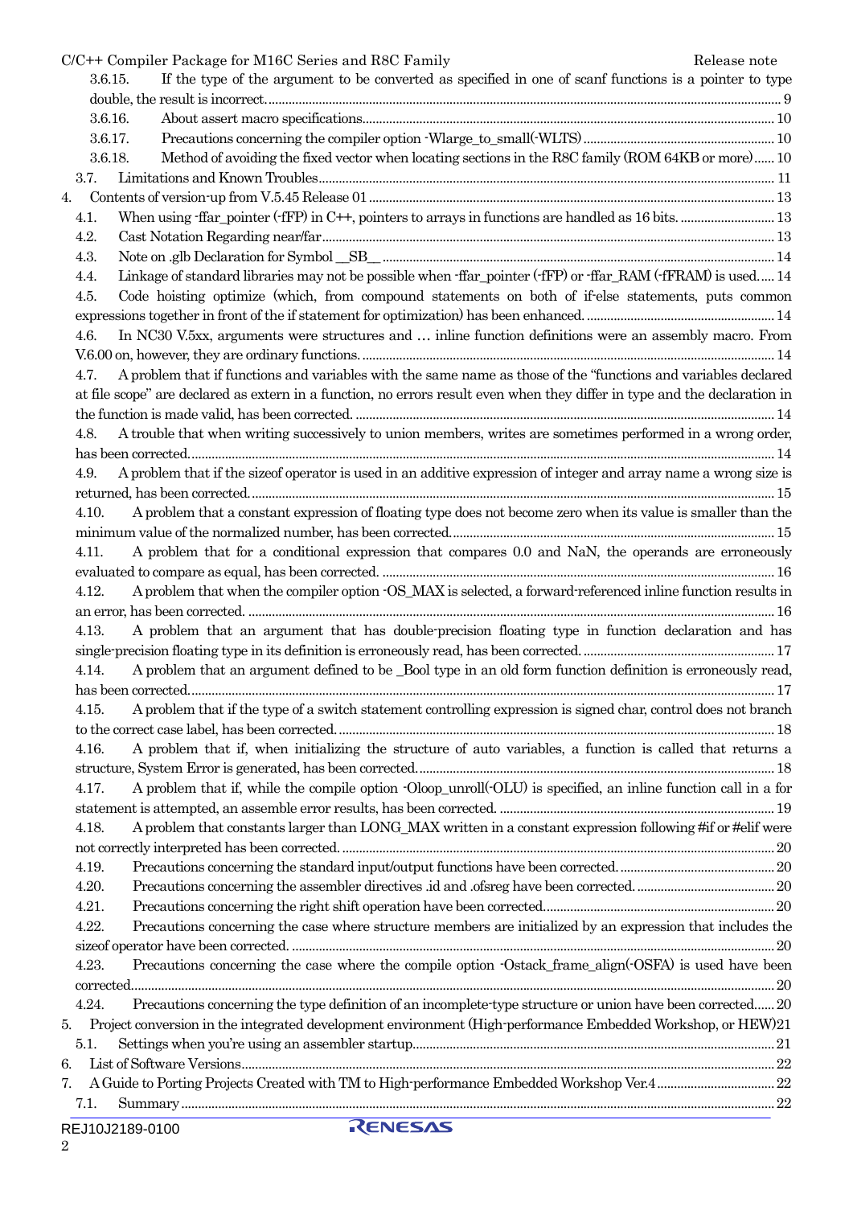3.6.15. If the type of the argument to be converted as specified in one of scanf functions is a pointer to type double, the result is incorrect. 9

3.6.16. About assert macro specifications. 10

3.6.17. Precautions concerning the compiler option -Wlarge_to_small(-WLTS) 10

3.6.18. Method of avoiding the fixed vector when locating sections in the R8C family (ROM 64KB or more) 10

3.7. Limitations and Known Troubles 11

4. Contents of version-up from V.5.45 Release 01 13

4.1. When using -ffar_pointer (-fFP) in C++, pointers to arrays in functions are handled as 16 bits. 13

4.2. Cast Notation Regarding near/far 13

4.3. Note on .glb Declaration for Symbol __SB__ 14

4.4. Linkage of standard libraries may not be possible when -ffar_pointer (-fFP) or -ffar_RAM (-fFRAM) is used. 14

4.5. Code hoisting optimize (which, from compound statements on both of if-else statements, puts common expressions together in front of the if statement for optimization) has been enhanced. 14

4.6. In NC30 V.5xx, arguments were structures and … inline function definitions were an assembly macro. From V.6.00 on, however, they are ordinary functions. 14

4.7. A problem that if functions and variables with the same name as those of the "functions and variables declared at file scope" are declared as extern in a function, no errors result even when they differ in type and the declaration in the function is made valid, has been corrected. 14

4.8. A trouble that when writing successively to union members, writes are sometimes performed in a wrong order, has been corrected. 14

4.9. A problem that if the sizeof operator is used in an additive expression of integer and array name a wrong size is returned, has been corrected. 15

4.10. A problem that a constant expression of floating type does not become zero when its value is smaller than the minimum value of the normalized number, has been corrected. 15

4.11. A problem that for a conditional expression that compares 0.0 and NaN, the operands are erroneously evaluated to compare as equal, has been corrected. 16

4.12. A problem that when the compiler option -OS_MAX is selected, a forward-referenced inline function results in an error, has been corrected. 16

4.13. A problem that an argument that has double-precision floating type in function declaration and has single-precision floating type in its definition is erroneously read, has been corrected. 17

4.14. A problem that an argument defined to be _Bool type in an old form function definition is erroneously read, has been corrected. 17

4.15. A problem that if the type of a switch statement controlling expression is signed char, control does not branch to the correct case label, has been corrected. 18

4.16. A problem that if, when initializing the structure of auto variables, a function is called that returns a structure, System Error is generated, has been corrected. 18

4.17. A problem that if, while the compile option -Oloop_unroll(-OLU) is specified, an inline function call in a for statement is attempted, an assemble error results, has been corrected. 19

4.18. A problem that constants larger than LONG_MAX written in a constant expression following #if or #elif were not correctly interpreted has been corrected. 20

4.19. Precautions concerning the standard input/output functions have been corrected. 20

4.20. Precautions concerning the assembler directives .id and .ofsreg have been corrected. 20

4.21. Precautions concerning the right shift operation have been corrected. 20

4.22. Precautions concerning the case where structure members are initialized by an expression that includes the sizeof operator have been corrected. 20

4.23. Precautions concerning the case where the compile option -Ostack_frame_align(-OSFA) is used have been corrected. 20

4.24. Precautions concerning the type definition of an incomplete-type structure or union have been corrected. 20

5. Project conversion in the integrated development environment (High-performance Embedded Workshop, or HEW) 21

5.1. Settings when you're using an assembler startup. 21

6. List of Software Versions 22

7. A Guide to Porting Projects Created with TM to High-performance Embedded Workshop Ver.4 22

7.1. Summary 22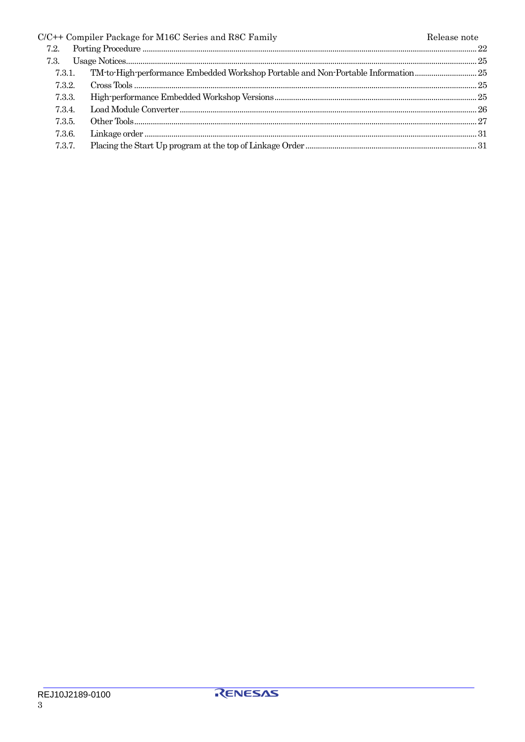7.2. Porting Procedure ........................................................................................................ 22

7.3. Usage Notices ................................................................................................................ 25

7.3.1. TM-to-High-performance Embedded Workshop Portable and Non-Portable Information ........ 25

7.3.2. Cross Tools .................................................................................................................. 25

7.3.3. High-performance Embedded Workshop Versions ................................................................ 25

7.3.4. Load Module Converter ................................................................................................. 26

7.3.5. Other Tools ................................................................................................................... 27

7.3.6. Linkage order ................................................................................................................ 31

7.3.7. Placing the Start Up program at the top of Linkage Order ................................................ 31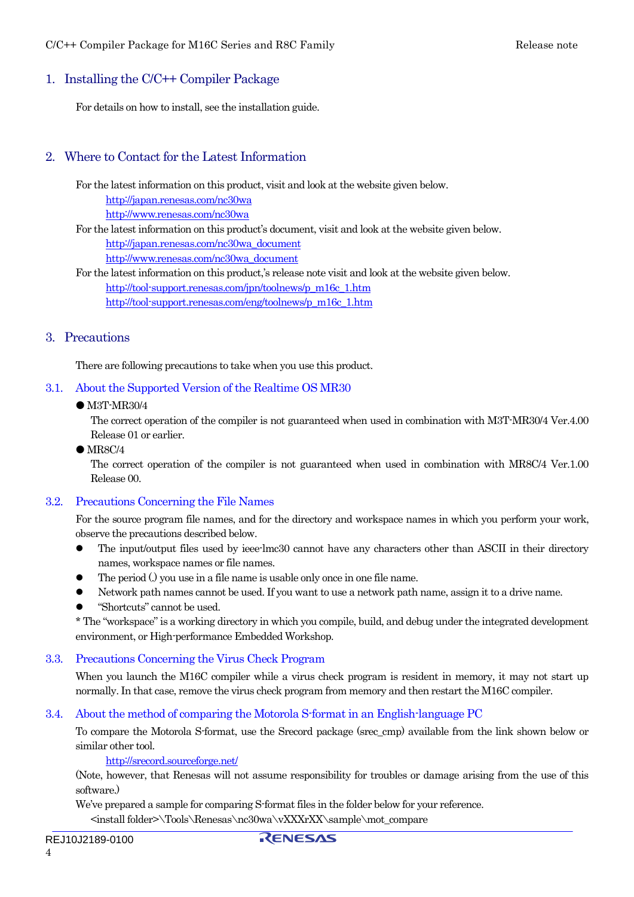## 1. Installing the C/C++ Compiler Package

For details on how to install, see the installation guide.

## 2. Where to Contact for the Latest Information

For the latest information on this product, visit and look at the website given below.

http://japan.renesas.com/nc30wa
http://www.renesas.com/nc30wa

For the latest information on this product's document, visit and look at the website given below.

http://japan.renesas.com/nc30wa_document
http://www.renesas.com/nc30wa_document

For the latest information on this product,'s release note visit and look at the website given below.

http://tool-support.renesas.com/jpn/toolnews/p_m16c_1.htm
http://tool-support.renesas.com/eng/toolnews/p_m16c_1.htm

## 3. Precautions

There are following precautions to take when you use this product.

### 3.1. About the Supported Version of the Realtime OS MR30

- M3T-MR30/4
  The correct operation of the compiler is not guaranteed when used in combination with M3T-MR30/4 Ver.4.00 Release 01 or earlier.
- MR8C/4
  The correct operation of the compiler is not guaranteed when used in combination with MR8C/4 Ver.1.00 Release 00.

### 3.2. Precautions Concerning the File Names

For the source program file names, and for the directory and workspace names in which you perform your work, observe the precautions described below.

- The input/output files used by ieee-lmc30 cannot have any characters other than ASCII in their directory names, workspace names or file names.
- The period (.) you use in a file name is usable only once in one file name.
- Network path names cannot be used. If you want to use a network path name, assign it to a drive name.
- "Shortcuts" cannot be used.

* The "workspace" is a working directory in which you compile, build, and debug under the integrated development environment, or High-performance Embedded Workshop.

### 3.3. Precautions Concerning the Virus Check Program

When you launch the M16C compiler while a virus check program is resident in memory, it may not start up normally. In that case, remove the virus check program from memory and then restart the M16C compiler.

### 3.4. About the method of comparing the Motorola S-format in an English-language PC

To compare the Motorola S-format, use the Srecord package (srec_cmp) available from the link shown below or similar other tool.

http://srecord.sourceforge.net/

(Note, however, that Renesas will not assume responsibility for troubles or damage arising from the use of this software.)

We've prepared a sample for comparing S-format files in the folder below for your reference.

<install folder>\Tools\Renesas\nc30wa\vXXXrXX\sample\mot_compare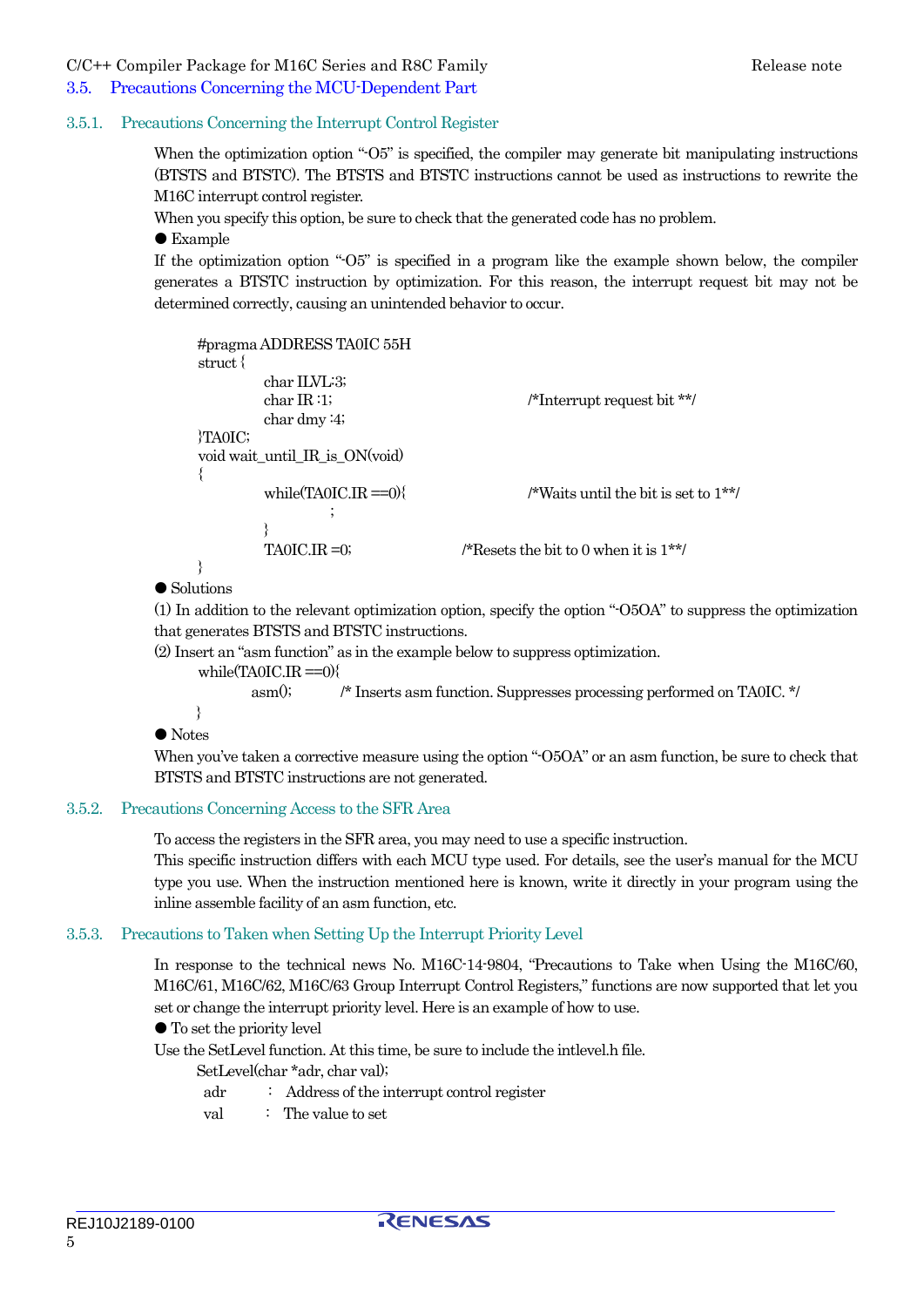## 3.5. Precautions Concerning the MCU-Dependent Part

### 3.5.1. Precautions Concerning the Interrupt Control Register

When the optimization option "-O5" is specified, the compiler may generate bit manipulating instructions (BTSTS and BTSTC). The BTSTS and BTSTC instructions cannot be used as instructions to rewrite the M16C interrupt control register.
When you specify this option, be sure to check that the generated code has no problem.

● Example

If the optimization option "-O5" is specified in a program like the example shown below, the compiler generates a BTSTC instruction by optimization. For this reason, the interrupt request bit may not be determined correctly, causing an unintended behavior to occur.

```
#pragma ADDRESS TA0IC 55H
struct {
        char ILVL:3;
        char IR :1;                          /*Interrupt request bit **/
        char dmy :4;
}TA0IC;
void wait_until_IR_is_ON(void)
{
        while(TA0IC.IR ==0){                 /*Waits until the bit is set to 1**/
                ;
        }
        TA0IC.IR =0;                    /*Resets the bit to 0 when it is 1**/
}
```

● Solutions

(1) In addition to the relevant optimization option, specify the option "-O5OA" to suppress the optimization that generates BTSTS and BTSTC instructions.
(2) Insert an "asm function" as in the example below to suppress optimization.

```
while(TA0IC.IR ==0){
        asm();          /* Inserts asm function. Suppresses processing performed on TA0IC. */
}
```

● Notes

When you've taken a corrective measure using the option "-O5OA" or an asm function, be sure to check that BTSTS and BTSTC instructions are not generated.

### 3.5.2. Precautions Concerning Access to the SFR Area

To access the registers in the SFR area, you may need to use a specific instruction.
This specific instruction differs with each MCU type used. For details, see the user's manual for the MCU type you use. When the instruction mentioned here is known, write it directly in your program using the inline assemble facility of an asm function, etc.

### 3.5.3. Precautions to Taken when Setting Up the Interrupt Priority Level

In response to the technical news No. M16C-14-9804, "Precautions to Take when Using the M16C/60, M16C/61, M16C/62, M16C/63 Group Interrupt Control Registers," functions are now supported that let you set or change the interrupt priority level. Here is an example of how to use.

● To set the priority level

Use the SetLevel function. At this time, be sure to include the intlevel.h file.

```
SetLevel(char *adr, char val);
 adr    :  Address of the interrupt control register
 val    :  The value to set
```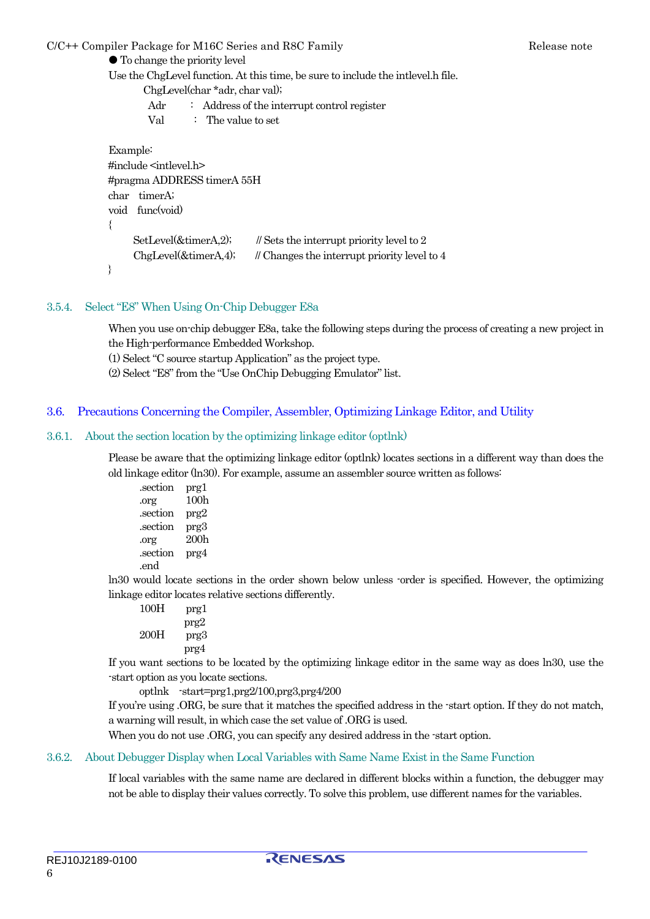● To change the priority level

Use the ChgLevel function. At this time, be sure to include the intlevel.h file.

```
ChgLevel(char *adr, char val);
  Adr    :  Address of the interrupt control register
  Val    :  The value to set
```

Example:

```
#include <intlevel.h>
#pragma ADDRESS timerA 55H
char   timerA;
void   func(void)
{
      SetLevel(&timerA,2);       // Sets the interrupt priority level to 2
      ChgLevel(&timerA,4);       // Changes the interrupt priority level to 4
}
```

### 3.5.4. Select “E8” When Using On-Chip Debugger E8a

When you use on-chip debugger E8a, take the following steps during the process of creating a new project in the High-performance Embedded Workshop.

(1) Select “C source startup Application” as the project type.

(2) Select “E8” from the “Use OnChip Debugging Emulator” list.

## 3.6. Precautions Concerning the Compiler, Assembler, Optimizing Linkage Editor, and Utility

### 3.6.1. About the section location by the optimizing linkage editor (optlnk)

Please be aware that the optimizing linkage editor (optlnk) locates sections in a different way than does the old linkage editor (ln30). For example, assume an assembler source written as follows:

```
.section   prg1
.org       100h
.section   prg2
.section   prg3
.org       200h
.section   prg4
.end
```

ln30 would locate sections in the order shown below unless -order is specified. However, the optimizing linkage editor locates relative sections differently.

```
100H     prg1
         prg2
200H     prg3
         prg4
```

If you want sections to be located by the optimizing linkage editor in the same way as does ln30, use the -start option as you locate sections.

```
optlnk   -start=prg1,prg2/100,prg3,prg4/200
```

If you're using .ORG, be sure that it matches the specified address in the -start option. If they do not match, a warning will result, in which case the set value of .ORG is used.

When you do not use .ORG, you can specify any desired address in the -start option.

### 3.6.2. About Debugger Display when Local Variables with Same Name Exist in the Same Function

If local variables with the same name are declared in different blocks within a function, the debugger may not be able to display their values correctly. To solve this problem, use different names for the variables.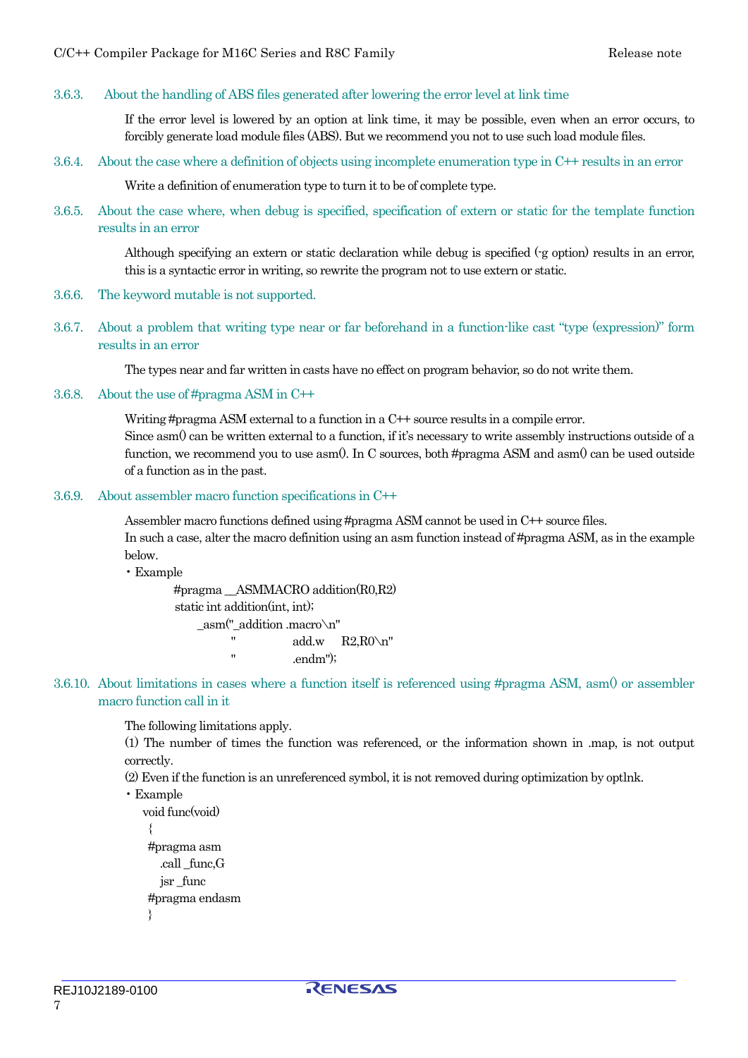### 3.6.3. About the handling of ABS files generated after lowering the error level at link time

If the error level is lowered by an option at link time, it may be possible, even when an error occurs, to forcibly generate load module files (ABS). But we recommend you not to use such load module files.

### 3.6.4. About the case where a definition of objects using incomplete enumeration type in C++ results in an error

Write a definition of enumeration type to turn it to be of complete type.

### 3.6.5. About the case where, when debug is specified, specification of extern or static for the template function results in an error

Although specifying an extern or static declaration while debug is specified (-g option) results in an error, this is a syntactic error in writing, so rewrite the program not to use extern or static.

### 3.6.6. The keyword mutable is not supported.

### 3.6.7. About a problem that writing type near or far beforehand in a function-like cast "type (expression)" form results in an error

The types near and far written in casts have no effect on program behavior, so do not write them.

### 3.6.8. About the use of #pragma ASM in C++

Writing #pragma ASM external to a function in a C++ source results in a compile error.
Since asm() can be written external to a function, if it's necessary to write assembly instructions outside of a function, we recommend you to use asm(). In C sources, both #pragma ASM and asm() can be used outside of a function as in the past.

### 3.6.9. About assembler macro function specifications in C++

Assembler macro functions defined using #pragma ASM cannot be used in C++ source files.
In such a case, alter the macro definition using an asm function instead of #pragma ASM, as in the example below.

・Example

```
#pragma __ASMMACRO addition(R0,R2)
static int addition(int, int);
    _asm("_addition .macro\n"
         "          add.w    R2,R0\n"
         "          .endm");
```

### 3.6.10. About limitations in cases where a function itself is referenced using #pragma ASM, asm() or assembler macro function call in it

The following limitations apply.
(1) The number of times the function was referenced, or the information shown in .map, is not output correctly.
(2) Even if the function is an unreferenced symbol, it is not removed during optimization by optlnk.

・Example

```
void func(void)
{
#pragma asm
    .call _func,G
    jsr _func
#pragma endasm
}
```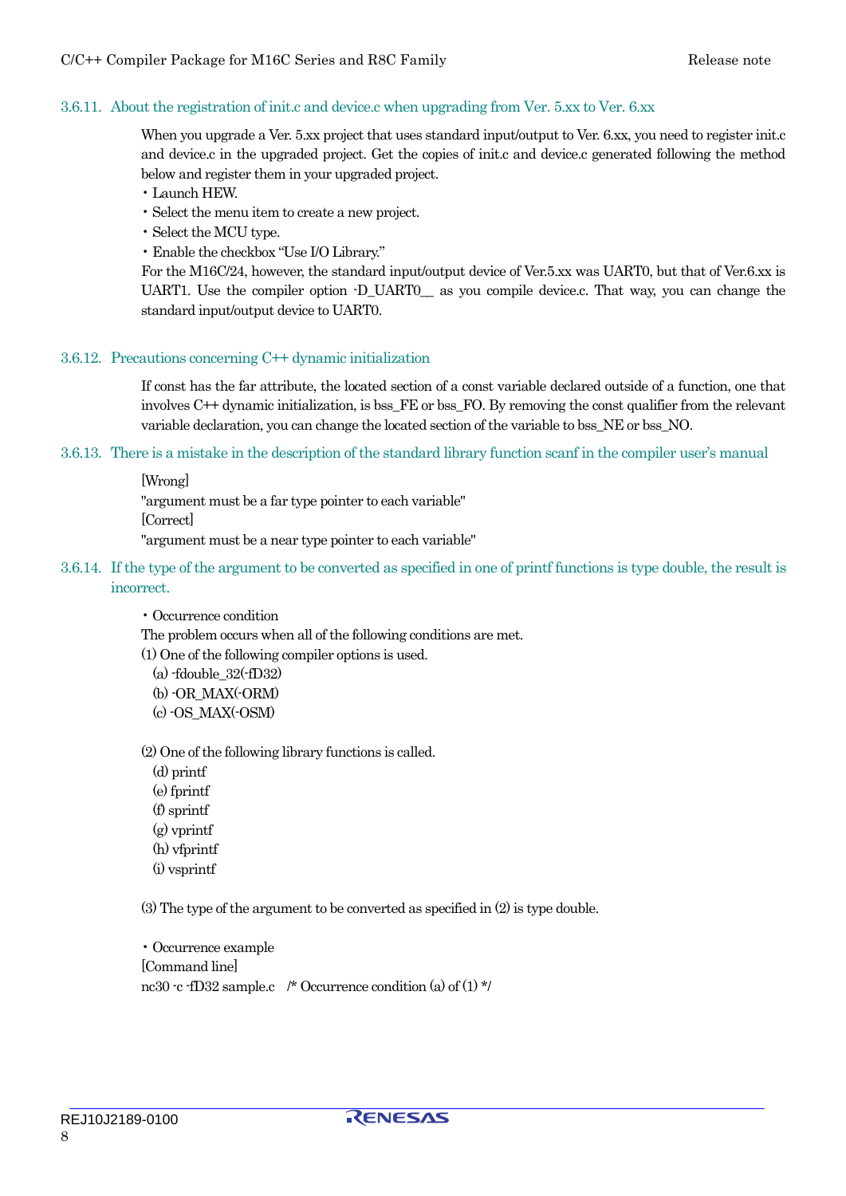### 3.6.11. About the registration of init.c and device.c when upgrading from Ver. 5.xx to Ver. 6.xx

When you upgrade a Ver. 5.xx project that uses standard input/output to Ver. 6.xx, you need to register init.c and device.c in the upgraded project. Get the copies of init.c and device.c generated following the method below and register them in your upgraded project.

- Launch HEW.
- Select the menu item to create a new project.
- Select the MCU type.
- Enable the checkbox "Use I/O Library."

For the M16C/24, however, the standard input/output device of Ver.5.xx was UART0, but that of Ver.6.xx is UART1. Use the compiler option -D_UART0__ as you compile device.c. That way, you can change the standard input/output device to UART0.

### 3.6.12. Precautions concerning C++ dynamic initialization

If const has the far attribute, the located section of a const variable declared outside of a function, one that involves C++ dynamic initialization, is bss_FE or bss_FO. By removing the const qualifier from the relevant variable declaration, you can change the located section of the variable to bss_NE or bss_NO.

### 3.6.13. There is a mistake in the description of the standard library function scanf in the compiler user's manual

[Wrong]
"argument must be a far type pointer to each variable"
[Correct]
"argument must be a near type pointer to each variable"

### 3.6.14. If the type of the argument to be converted as specified in one of printf functions is type double, the result is incorrect.

- Occurrence condition

The problem occurs when all of the following conditions are met.

(1) One of the following compiler options is used.
  (a) -fdouble_32(-fD32)
  (b) -OR_MAX(-ORM)
  (c) -OS_MAX(-OSM)

(2) One of the following library functions is called.
  (d) printf
  (e) fprintf
  (f) sprintf
  (g) vprintf
  (h) vfprintf
  (i) vsprintf

(3) The type of the argument to be converted as specified in (2) is type double.

- Occurrence example

[Command line]
nc30 -c -fD32 sample.c    /* Occurrence condition (a) of (1) */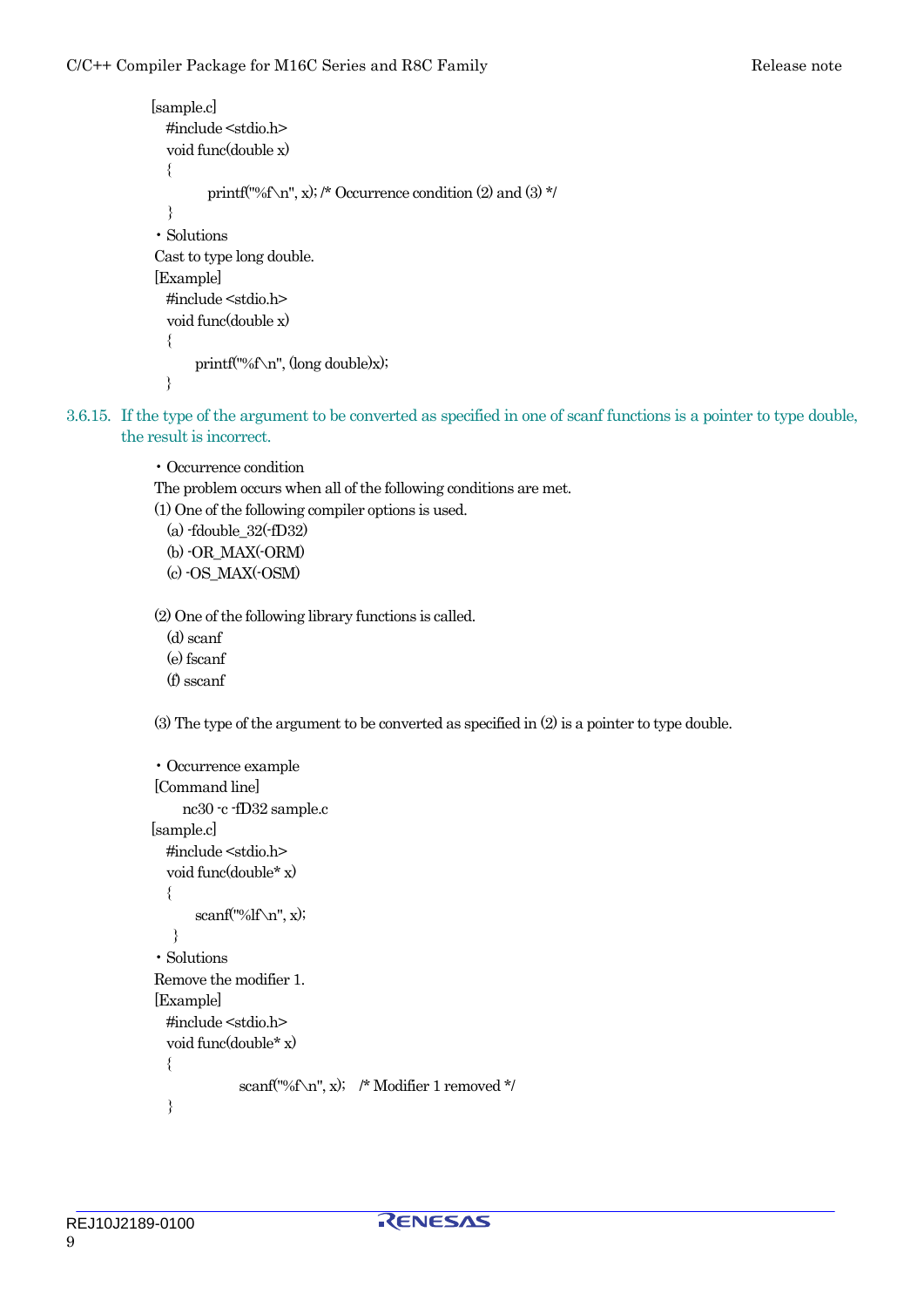[sample.c]

```
#include <stdio.h>
void func(double x)
{
        printf("%f\n", x); /* Occurrence condition (2) and (3) */
}
```

・Solutions

Cast to type long double.

[Example]

```
#include <stdio.h>
void func(double x)
{
      printf("%f\n", (long double)x);
}
```

### 3.6.15. If the type of the argument to be converted as specified in one of scanf functions is a pointer to type double, the result is incorrect.

・Occurrence condition

The problem occurs when all of the following conditions are met.

(1) One of the following compiler options is used.
  (a) -fdouble_32(-fD32)
  (b) -OR_MAX(-ORM)
  (c) -OS_MAX(-OSM)

(2) One of the following library functions is called.
  (d) scanf
  (e) fscanf
  (f) sscanf

(3) The type of the argument to be converted as specified in (2) is a pointer to type double.

・Occurrence example

[Command line]

```
nc30 -c -fD32 sample.c
```

[sample.c]

```
#include <stdio.h>
void func(double* x)
{
      scanf("%lf\n", x);
}
```

・Solutions

Remove the modifier 1.

[Example]

```
#include <stdio.h>
void func(double* x)
{
          scanf("%f\n", x);    /* Modifier 1 removed */
}
```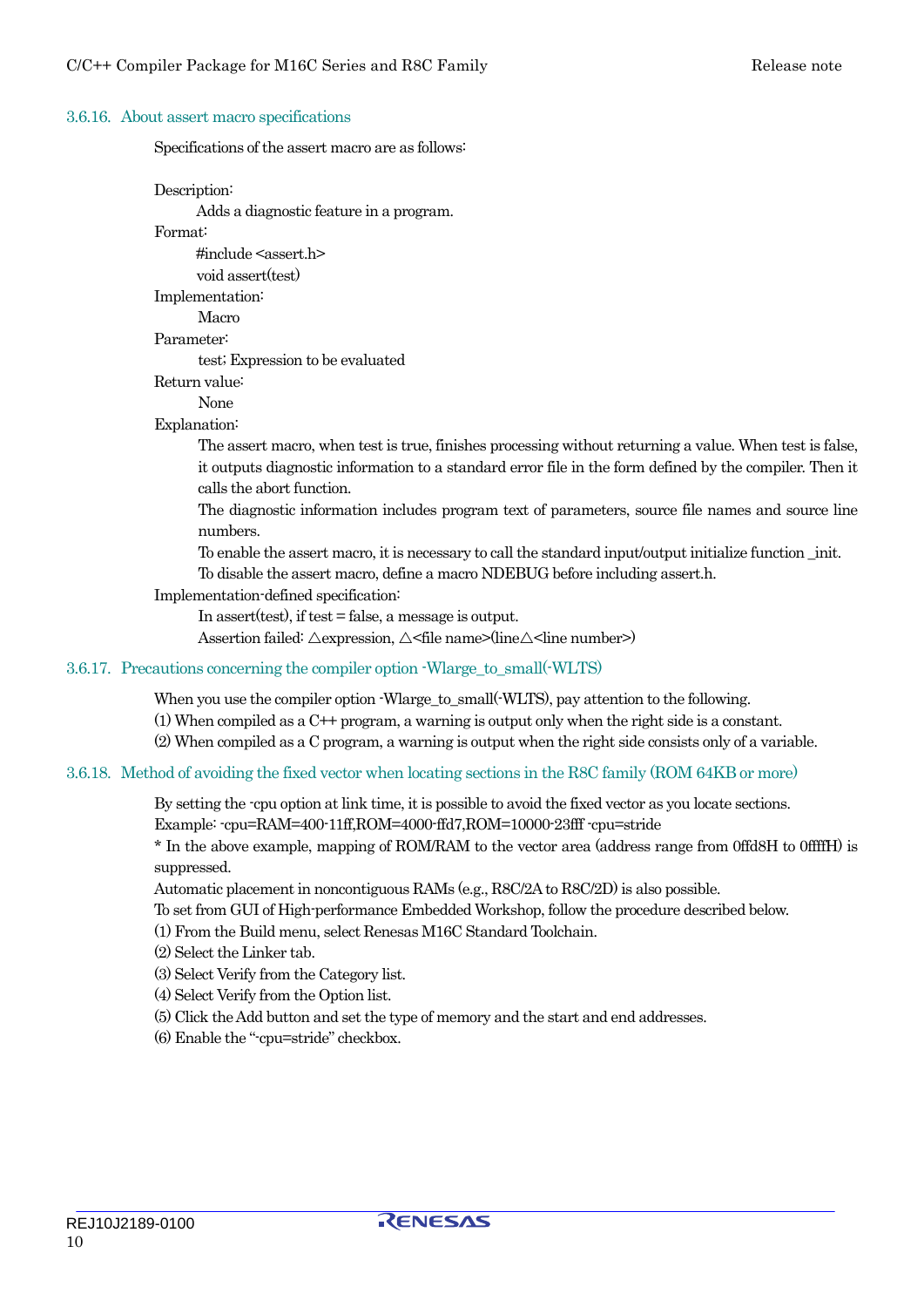### 3.6.16. About assert macro specifications

Specifications of the assert macro are as follows:

Description:
Adds a diagnostic feature in a program.

Format:
#include <assert.h>
void assert(test)

Implementation:
Macro

Parameter:
test; Expression to be evaluated

Return value:
None

Explanation:
The assert macro, when test is true, finishes processing without returning a value. When test is false, it outputs diagnostic information to a standard error file in the form defined by the compiler. Then it calls the abort function.
The diagnostic information includes program text of parameters, source file names and source line numbers.
To enable the assert macro, it is necessary to call the standard input/output initialize function _init.
To disable the assert macro, define a macro NDEBUG before including assert.h.

Implementation-defined specification:
In assert(test), if test = false, a message is output.
Assertion failed: △expression, △<file name>(line△<line number>)

### 3.6.17. Precautions concerning the compiler option -Wlarge_to_small(-WLTS)

When you use the compiler option -Wlarge_to_small(-WLTS), pay attention to the following.
(1) When compiled as a C++ program, a warning is output only when the right side is a constant.
(2) When compiled as a C program, a warning is output when the right side consists only of a variable.

### 3.6.18. Method of avoiding the fixed vector when locating sections in the R8C family (ROM 64KB or more)

By setting the -cpu option at link time, it is possible to avoid the fixed vector as you locate sections.
Example: -cpu=RAM=400-11ff,ROM=4000-ffd7,ROM=10000-23fff -cpu=stride
* In the above example, mapping of ROM/RAM to the vector area (address range from 0ffd8H to 0ffffH) is suppressed.
Automatic placement in noncontiguous RAMs (e.g., R8C/2A to R8C/2D) is also possible.
To set from GUI of High-performance Embedded Workshop, follow the procedure described below.
(1) From the Build menu, select Renesas M16C Standard Toolchain.
(2) Select the Linker tab.
(3) Select Verify from the Category list.
(4) Select Verify from the Option list.
(5) Click the Add button and set the type of memory and the start and end addresses.
(6) Enable the "-cpu=stride" checkbox.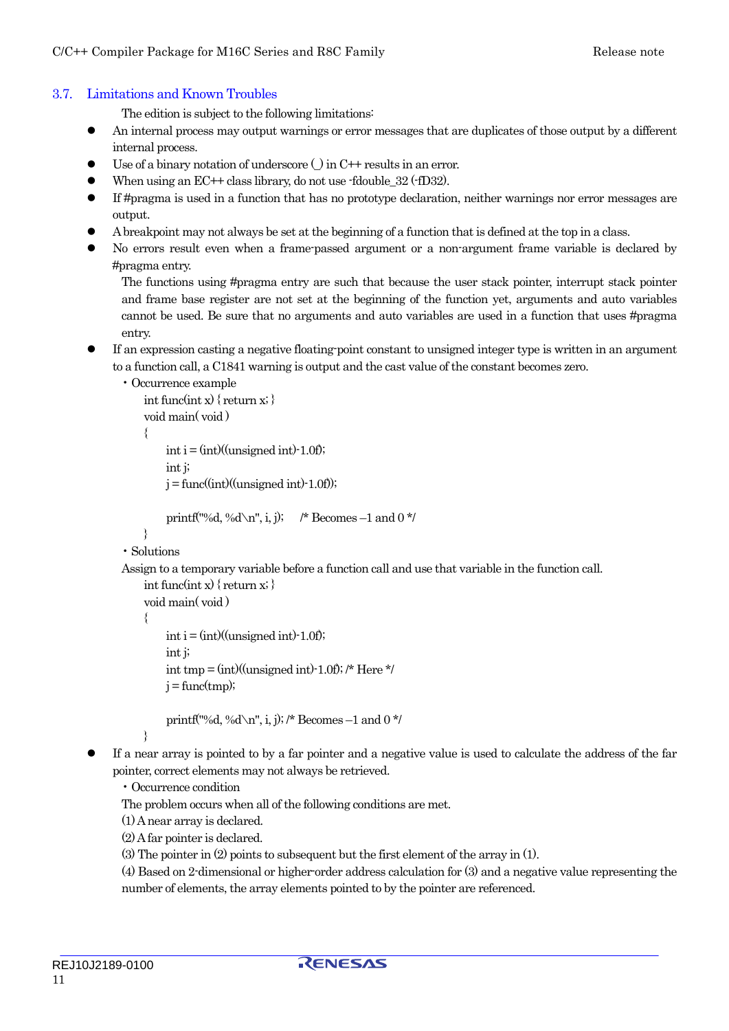## 3.7. Limitations and Known Troubles

The edition is subject to the following limitations:

- An internal process may output warnings or error messages that are duplicates of those output by a different internal process.
- Use of a binary notation of underscore (_) in C++ results in an error.
- When using an EC++ class library, do not use -fdouble_32 (-fD32).
- If #pragma is used in a function that has no prototype declaration, neither warnings nor error messages are output.
- A breakpoint may not always be set at the beginning of a function that is defined at the top in a class.
- No errors result even when a frame-passed argument or a non-argument frame variable is declared by #pragma entry.

  The functions using #pragma entry are such that because the user stack pointer, interrupt stack pointer and frame base register are not set at the beginning of the function yet, arguments and auto variables cannot be used. Be sure that no arguments and auto variables are used in a function that uses #pragma entry.
- If an expression casting a negative floating-point constant to unsigned integer type is written in an argument to a function call, a C1841 warning is output and the cast value of the constant becomes zero.

  ・Occurrence example

```
int func(int x) { return x; }
void main( void )
{
    int i = (int)((unsigned int)-1.0f);
    int j;
    j = func((int)((unsigned int)-1.0f));

    printf("%d, %d\n", i, j);    /* Becomes –1 and 0 */
}
```

  ・Solutions

  Assign to a temporary variable before a function call and use that variable in the function call.

```
int func(int x) { return x; }
void main( void )
{
    int i = (int)((unsigned int)-1.0f);
    int j;
    int tmp = (int)((unsigned int)-1.0f); /* Here */
    j = func(tmp);

    printf("%d, %d\n", i, j); /* Becomes –1 and 0 */
}
```

- If a near array is pointed to by a far pointer and a negative value is used to calculate the address of the far pointer, correct elements may not always be retrieved.

  ・Occurrence condition

  The problem occurs when all of the following conditions are met.

  (1) A near array is declared.

  (2) A far pointer is declared.

  (3) The pointer in (2) points to subsequent but the first element of the array in (1).

  (4) Based on 2-dimensional or higher-order address calculation for (3) and a negative value representing the number of elements, the array elements pointed to by the pointer are referenced.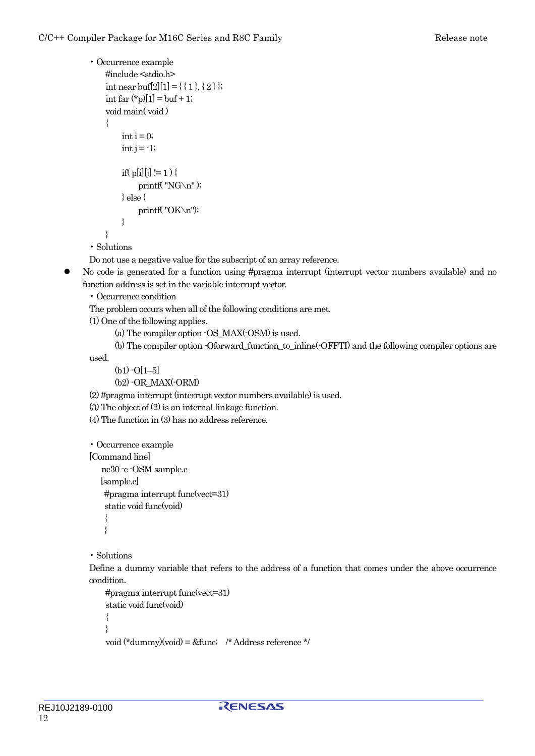・Occurrence example

```
#include <stdio.h>
int near buf[2][1] = { { 1 }, { 2 } };
int far (*p)[1] = buf + 1;
void main( void )
{
      int i = 0;
      int j = -1;

      if( p[i][j] != 1 ) {
            printf( "NG\n" );
      } else {
            printf( "OK\n");
      }
}
```

・Solutions

Do not use a negative value for the subscript of an array reference.

- No code is generated for a function using #pragma interrupt (interrupt vector numbers available) and no function address is set in the variable interrupt vector.

  ・Occurrence condition

  The problem occurs when all of the following conditions are met.

  (1) One of the following applies.

  (a) The compiler option -OS_MAX(-OSM) is used.

  (b) The compiler option -Oforward_function_to_inline(-OFFTI) and the following compiler options are used.

  (b1) -O[1–5]

  (b2) -OR_MAX(-ORM)

  (2) #pragma interrupt (interrupt vector numbers available) is used.

  (3) The object of (2) is an internal linkage function.

  (4) The function in (3) has no address reference.

  ・Occurrence example

  [Command line]

  ```
  nc30 -c -OSM sample.c
  ```

  [sample.c]

  ```
  #pragma interrupt func(vect=31)
  static void func(void)
  {
  }
  ```

  ・Solutions

  Define a dummy variable that refers to the address of a function that comes under the above occurrence condition.

  ```
  #pragma interrupt func(vect=31)
  static void func(void)
  {
  }
  void (*dummy)(void) = &func;    /* Address reference */
  ```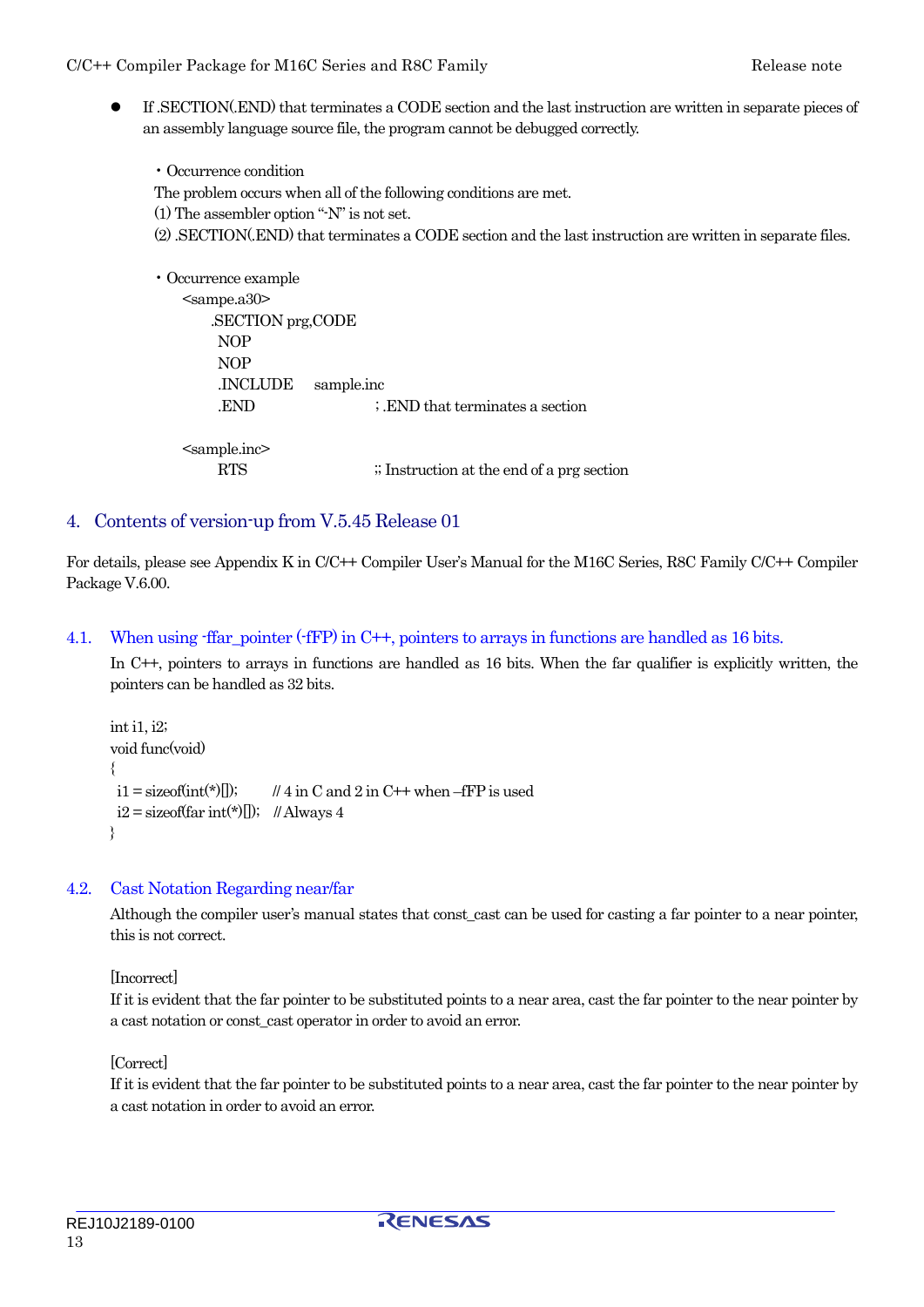- If .SECTION(.END) that terminates a CODE section and the last instruction are written in separate pieces of an assembly language source file, the program cannot be debugged correctly.

  ・Occurrence condition
  The problem occurs when all of the following conditions are met.
  (1) The assembler option "-N" is not set.
  (2) .SECTION(.END) that terminates a CODE section and the last instruction are written in separate files.

  ・Occurrence example

```
<sampe.a30>
    .SECTION prg,CODE
     NOP
     NOP
     .INCLUDE    sample.inc
     .END                    ; .END that terminates a section

<sample.inc>
     RTS                     ;; Instruction at the end of a prg section
```

# 4. Contents of version-up from V.5.45 Release 01

For details, please see Appendix K in C/C++ Compiler User's Manual for the M16C Series, R8C Family C/C++ Compiler Package V.6.00.

## 4.1. When using -ffar_pointer (-fFP) in C++, pointers to arrays in functions are handled as 16 bits.

In C++, pointers to arrays in functions are handled as 16 bits. When the far qualifier is explicitly written, the pointers can be handled as 32 bits.

```
int i1, i2;
void func(void)
{
  i1 = sizeof(int(*)[]);        // 4 in C and 2 in C++ when –fFP is used
  i2 = sizeof(far int(*)[]);   // Always 4
}
```

## 4.2. Cast Notation Regarding near/far

Although the compiler user's manual states that const_cast can be used for casting a far pointer to a near pointer, this is not correct.

[Incorrect]
If it is evident that the far pointer to be substituted points to a near area, cast the far pointer to the near pointer by a cast notation or const_cast operator in order to avoid an error.

[Correct]
If it is evident that the far pointer to be substituted points to a near area, cast the far pointer to the near pointer by a cast notation in order to avoid an error.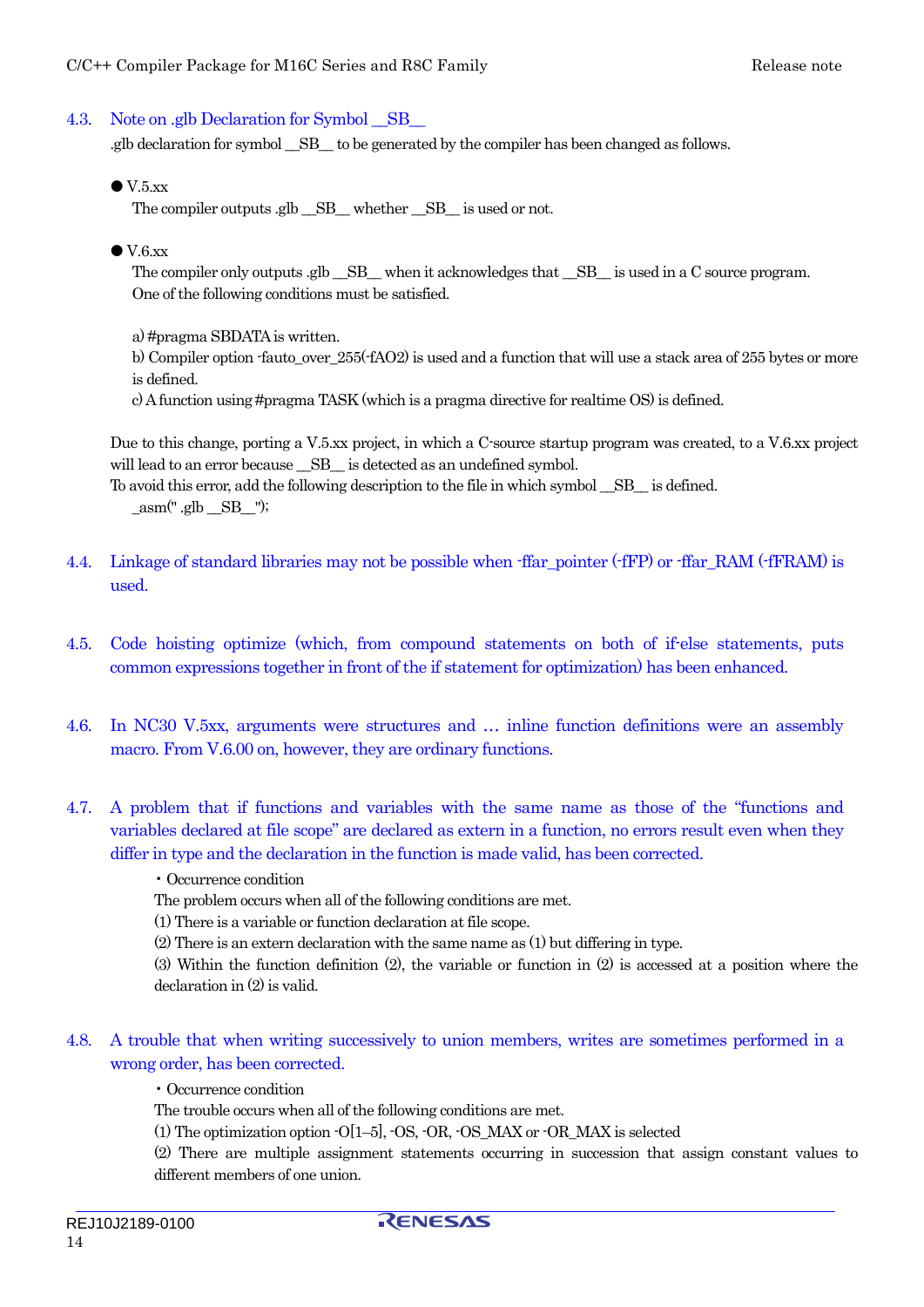### 4.3. Note on .glb Declaration for Symbol __SB__

.glb declaration for symbol __SB__ to be generated by the compiler has been changed as follows.

- V.5.xx
  
  The compiler outputs .glb __SB__ whether __SB__ is used or not.

- V.6.xx
  
  The compiler only outputs .glb __SB__ when it acknowledges that __SB__ is used in a C source program.
  One of the following conditions must be satisfied.
  
  a) #pragma SBDATA is written.
  b) Compiler option -fauto_over_255(-fAO2) is used and a function that will use a stack area of 255 bytes or more is defined.
  c) A function using #pragma TASK (which is a pragma directive for realtime OS) is defined.

Due to this change, porting a V.5.xx project, in which a C-source startup program was created, to a V.6.xx project will lead to an error because __SB__ is detected as an undefined symbol.
To avoid this error, add the following description to the file in which symbol __SB__ is defined.

```
_asm(" .glb __SB__");
```

### 4.4. Linkage of standard libraries may not be possible when -ffar_pointer (-fFP) or -ffar_RAM (-fFRAM) is used.

### 4.5. Code hoisting optimize (which, from compound statements on both of if-else statements, puts common expressions together in front of the if statement for optimization) has been enhanced.

### 4.6. In NC30 V.5xx, arguments were structures and … inline function definitions were an assembly macro. From V.6.00 on, however, they are ordinary functions.

### 4.7. A problem that if functions and variables with the same name as those of the "functions and variables declared at file scope" are declared as extern in a function, no errors result even when they differ in type and the declaration in the function is made valid, has been corrected.

・Occurrence condition

The problem occurs when all of the following conditions are met.

(1) There is a variable or function declaration at file scope.
(2) There is an extern declaration with the same name as (1) but differing in type.
(3) Within the function definition (2), the variable or function in (2) is accessed at a position where the declaration in (2) is valid.

### 4.8. A trouble that when writing successively to union members, writes are sometimes performed in a wrong order, has been corrected.

・Occurrence condition

The trouble occurs when all of the following conditions are met.

(1) The optimization option -O[1–5], -OS, -OR, -OS_MAX or -OR_MAX is selected
(2) There are multiple assignment statements occurring in succession that assign constant values to different members of one union.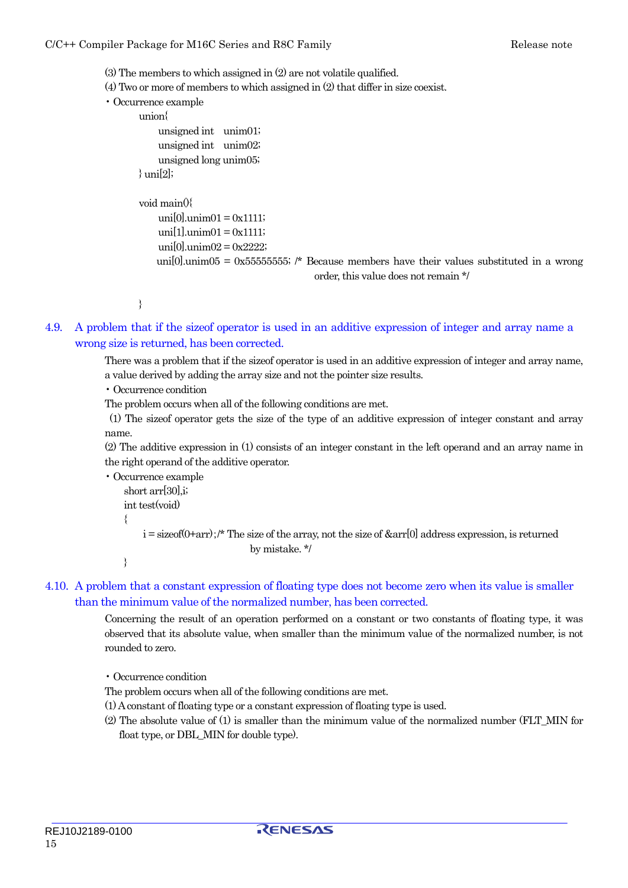(3) The members to which assigned in (2) are not volatile qualified.

(4) Two or more of members to which assigned in (2) that differ in size coexist.

・Occurrence example

```
union{
      unsigned int    unim01;
      unsigned int    unim02;
      unsigned long unim05;
} uni[2];

void main(){
      uni[0].unim01 = 0x1111;
      uni[1].unim01 = 0x1111;
      uni[0].unim02 = 0x2222;
      uni[0].unim05 = 0x55555555; /* Because members have their values substituted in a wrong
                                     order, this value does not remain */

}
```

## 4.9. A problem that if the sizeof operator is used in an additive expression of integer and array name a wrong size is returned, has been corrected.

There was a problem that if the sizeof operator is used in an additive expression of integer and array name, a value derived by adding the array size and not the pointer size results.

・Occurrence condition

The problem occurs when all of the following conditions are met.

(1) The sizeof operator gets the size of the type of an additive expression of integer constant and array name.

(2) The additive expression in (1) consists of an integer constant in the left operand and an array name in the right operand of the additive operator.

・Occurrence example

```
short arr[30],i;
int test(void)
{
      i = sizeof(0+arr);/* The size of the array, not the size of &arr[0] address expression, is returned
                          by mistake. */
}
```

## 4.10. A problem that a constant expression of floating type does not become zero when its value is smaller than the minimum value of the normalized number, has been corrected.

Concerning the result of an operation performed on a constant or two constants of floating type, it was observed that its absolute value, when smaller than the minimum value of the normalized number, is not rounded to zero.

・Occurrence condition

The problem occurs when all of the following conditions are met.

(1) A constant of floating type or a constant expression of floating type is used.

(2) The absolute value of (1) is smaller than the minimum value of the normalized number (FLT_MIN for float type, or DBL_MIN for double type).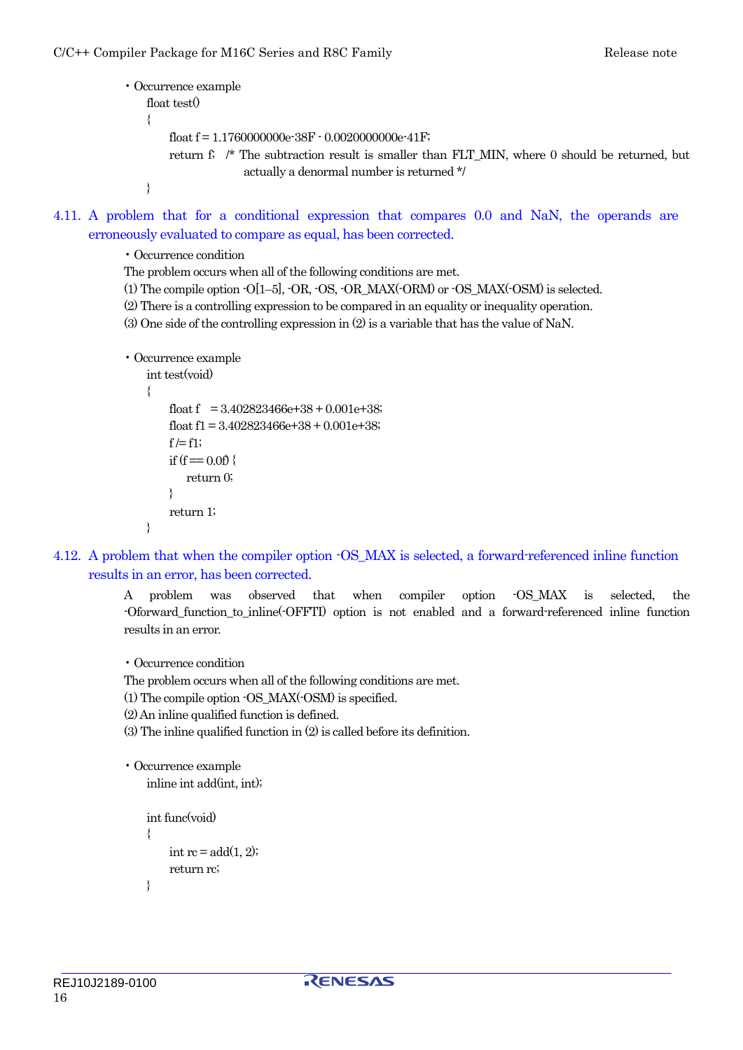- Occurrence example

```
float test()
{
    float f = 1.1760000000e-38F - 0.0020000000e-41F;
    return f;   /* The subtraction result is smaller than FLT_MIN, where 0 should be returned, but
                   actually a denormal number is returned */
}
```

### 4.11. A problem that for a conditional expression that compares 0.0 and NaN, the operands are erroneously evaluated to compare as equal, has been corrected.

- Occurrence condition

The problem occurs when all of the following conditions are met.

(1) The compile option -O[1–5], -OR, -OS, -OR_MAX(-ORM) or -OS_MAX(-OSM) is selected.

(2) There is a controlling expression to be compared in an equality or inequality operation.

(3) One side of the controlling expression in (2) is a variable that has the value of NaN.

- Occurrence example

```
int test(void)
{
    float f   = 3.402823466e+38 + 0.001e+38;
    float f1 = 3.402823466e+38 + 0.001e+38;
    f /= f1;
    if (f == 0.0f) {
        return 0;
    }
    return 1;
}
```

### 4.12. A problem that when the compiler option -OS_MAX is selected, a forward-referenced inline function results in an error, has been corrected.

A problem was observed that when compiler option -OS_MAX is selected, the -Oforward_function_to_inline(-OFFTI) option is not enabled and a forward-referenced inline function results in an error.

- Occurrence condition

The problem occurs when all of the following conditions are met.

(1) The compile option -OS_MAX(-OSM) is specified.

(2) An inline qualified function is defined.

(3) The inline qualified function in (2) is called before its definition.

- Occurrence example

```
inline int add(int, int);

int func(void)
{
    int rc = add(1, 2);
    return rc;
}
```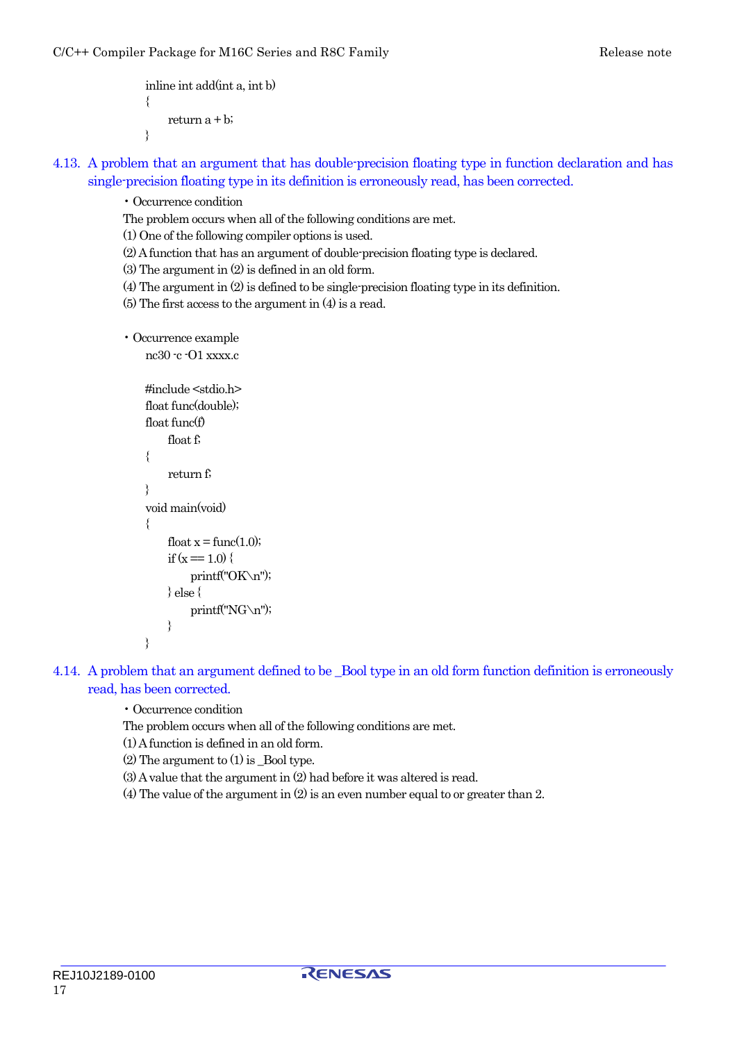```
inline int add(int a, int b)
{
      return a + b;
}
```

### 4.13. A problem that an argument that has double-precision floating type in function declaration and has single-precision floating type in its definition is erroneously read, has been corrected.

・Occurrence condition

The problem occurs when all of the following conditions are met.

(1) One of the following compiler options is used.

(2) A function that has an argument of double-precision floating type is declared.

(3) The argument in (2) is defined in an old form.

(4) The argument in (2) is defined to be single-precision floating type in its definition.

(5) The first access to the argument in (4) is a read.

・Occurrence example

```
nc30 -c -O1 xxxx.c

#include <stdio.h>
float func(double);
float func(f)
      float f;
{
      return f;
}
void main(void)
{
      float x = func(1.0);
      if (x == 1.0) {
            printf("OK\n");
      } else {
            printf("NG\n");
      }
}
```

### 4.14. A problem that an argument defined to be _Bool type in an old form function definition is erroneously read, has been corrected.

・Occurrence condition

The problem occurs when all of the following conditions are met.

(1) A function is defined in an old form.

(2) The argument to (1) is _Bool type.

(3) A value that the argument in (2) had before it was altered is read.

(4) The value of the argument in (2) is an even number equal to or greater than 2.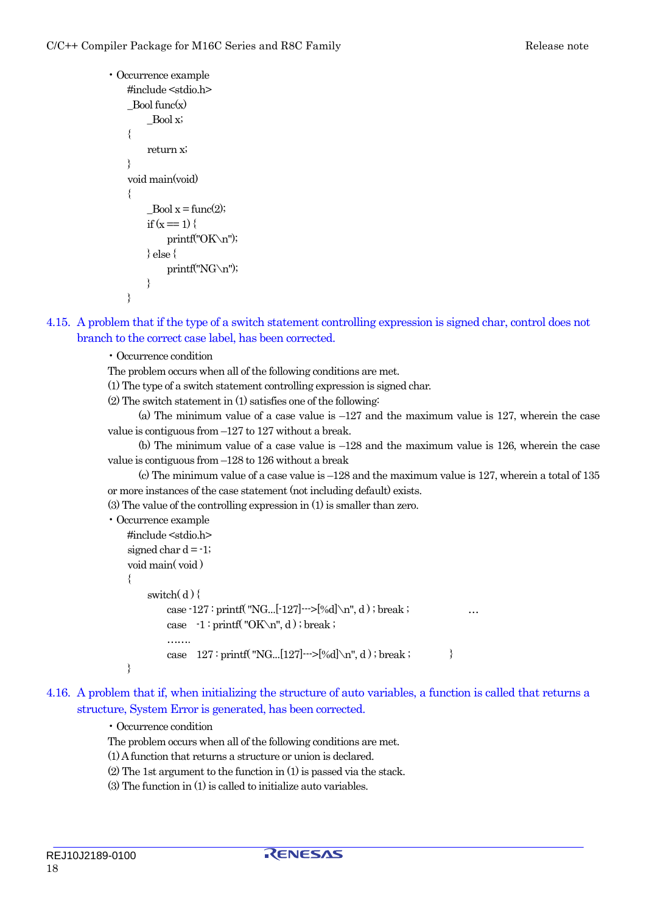・Occurrence example

```
#include <stdio.h>
_Bool func(x)
      _Bool x;
{
      return x;
}
void main(void)
{
      _Bool x = func(2);
      if (x == 1) {
            printf("OK\n");
      } else {
            printf("NG\n");
      }
}
```

### 4.15. A problem that if the type of a switch statement controlling expression is signed char, control does not branch to the correct case label, has been corrected.

・Occurrence condition

The problem occurs when all of the following conditions are met.

(1) The type of a switch statement controlling expression is signed char.

(2) The switch statement in (1) satisfies one of the following:

(a) The minimum value of a case value is –127 and the maximum value is 127, wherein the case value is contiguous from –127 to 127 without a break.

(b) The minimum value of a case value is –128 and the maximum value is 126, wherein the case value is contiguous from –128 to 126 without a break

(c) The minimum value of a case value is –128 and the maximum value is 127, wherein a total of 135 or more instances of the case statement (not including default) exists.

(3) The value of the controlling expression in (1) is smaller than zero.

・Occurrence example

```
#include <stdio.h>
signed char d = -1;
void main( void )
{
      switch( d ) {
            case -127 : printf( "NG...[-127]--->[%d]\n", d ) ; break ;          …
            case   -1 : printf( "OK\n", d ) ; break ;
            …….
            case   127 : printf( "NG...[127]--->[%d]\n", d ) ; break ;          }
}
```

### 4.16. A problem that if, when initializing the structure of auto variables, a function is called that returns a structure, System Error is generated, has been corrected.

・Occurrence condition

The problem occurs when all of the following conditions are met.

(1) A function that returns a structure or union is declared.

(2) The 1st argument to the function in (1) is passed via the stack.

(3) The function in (1) is called to initialize auto variables.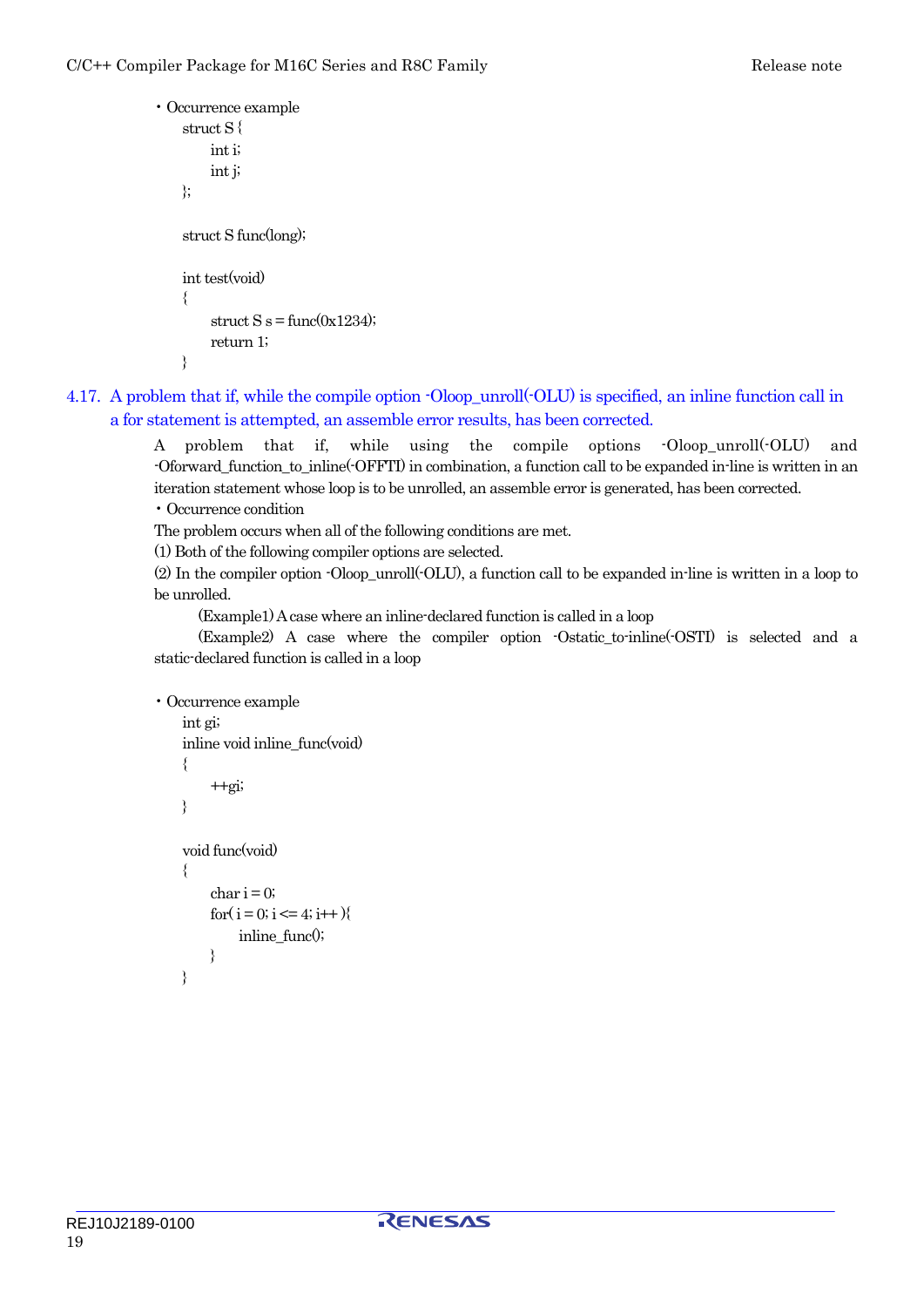・Occurrence example

```
struct S {
      int i;
      int j;
};

struct S func(long);

int test(void)
{
      struct S s = func(0x1234);
      return 1;
}
```

## 4.17. A problem that if, while the compile option -Oloop_unroll(-OLU) is specified, an inline function call in a for statement is attempted, an assemble error results, has been corrected.

A problem that if, while using the compile options -Oloop_unroll(-OLU) and -Oforward_function_to_inline(-OFFTI) in combination, a function call to be expanded in-line is written in an iteration statement whose loop is to be unrolled, an assemble error is generated, has been corrected.

・Occurrence condition

The problem occurs when all of the following conditions are met.

(1) Both of the following compiler options are selected.

(2) In the compiler option -Oloop_unroll(-OLU), a function call to be expanded in-line is written in a loop to be unrolled.

(Example1) A case where an inline-declared function is called in a loop

(Example2) A case where the compiler option -Ostatic_to-inline(-OSTI) is selected and a static-declared function is called in a loop

・Occurrence example

```
int gi;
inline void inline_func(void)
{
      ++gi;
}

void func(void)
{
      char i = 0;
      for( i = 0; i <= 4; i++ ){
            inline_func();
      }
}
```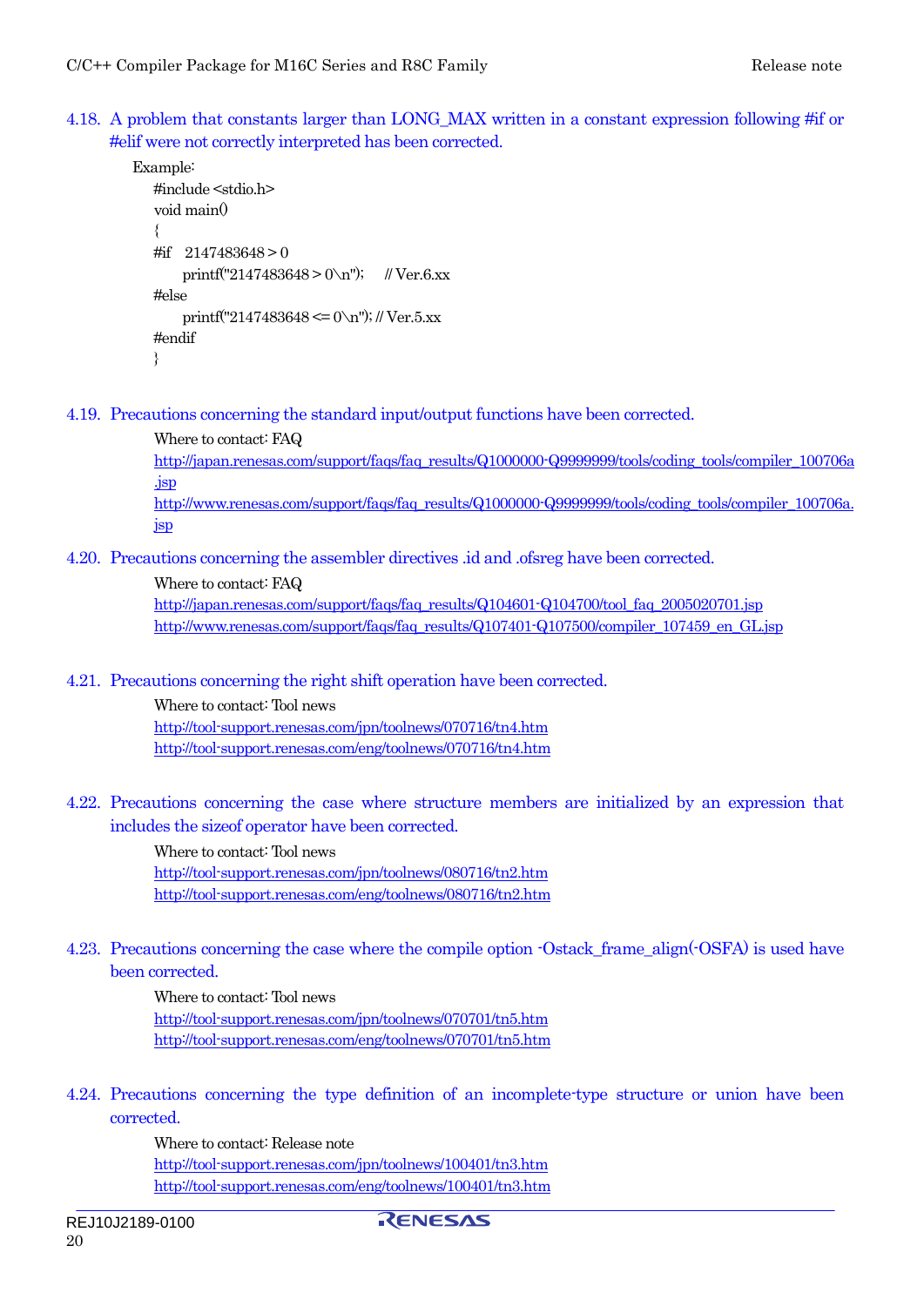### 4.18. A problem that constants larger than LONG_MAX written in a constant expression following #if or #elif were not correctly interpreted has been corrected.

Example:

```
#include <stdio.h>
void main()
{
#if    2147483648 > 0
      printf("2147483648 > 0\n");      // Ver.6.xx
#else
      printf("2147483648 <= 0\n"); // Ver.5.xx
#endif
}
```

### 4.19. Precautions concerning the standard input/output functions have been corrected.

Where to contact: FAQ

http://japan.renesas.com/support/faqs/faq_results/Q1000000-Q9999999/tools/coding_tools/compiler_100706a.jsp

http://www.renesas.com/support/faqs/faq_results/Q1000000-Q9999999/tools/coding_tools/compiler_100706a.jsp

### 4.20. Precautions concerning the assembler directives .id and .ofsreg have been corrected.

Where to contact: FAQ

http://japan.renesas.com/support/faqs/faq_results/Q104601-Q104700/tool_faq_2005020701.jsp

http://www.renesas.com/support/faqs/faq_results/Q107401-Q107500/compiler_107459_en_GL.jsp

### 4.21. Precautions concerning the right shift operation have been corrected.

Where to contact: Tool news

http://tool-support.renesas.com/jpn/toolnews/070716/tn4.htm

http://tool-support.renesas.com/eng/toolnews/070716/tn4.htm

### 4.22. Precautions concerning the case where structure members are initialized by an expression that includes the sizeof operator have been corrected.

Where to contact: Tool news

http://tool-support.renesas.com/jpn/toolnews/080716/tn2.htm

http://tool-support.renesas.com/eng/toolnews/080716/tn2.htm

### 4.23. Precautions concerning the case where the compile option -Ostack_frame_align(-OSFA) is used have been corrected.

Where to contact: Tool news

http://tool-support.renesas.com/jpn/toolnews/070701/tn5.htm

http://tool-support.renesas.com/eng/toolnews/070701/tn5.htm

### 4.24. Precautions concerning the type definition of an incomplete-type structure or union have been corrected.

Where to contact: Release note

http://tool-support.renesas.com/jpn/toolnews/100401/tn3.htm

http://tool-support.renesas.com/eng/toolnews/100401/tn3.htm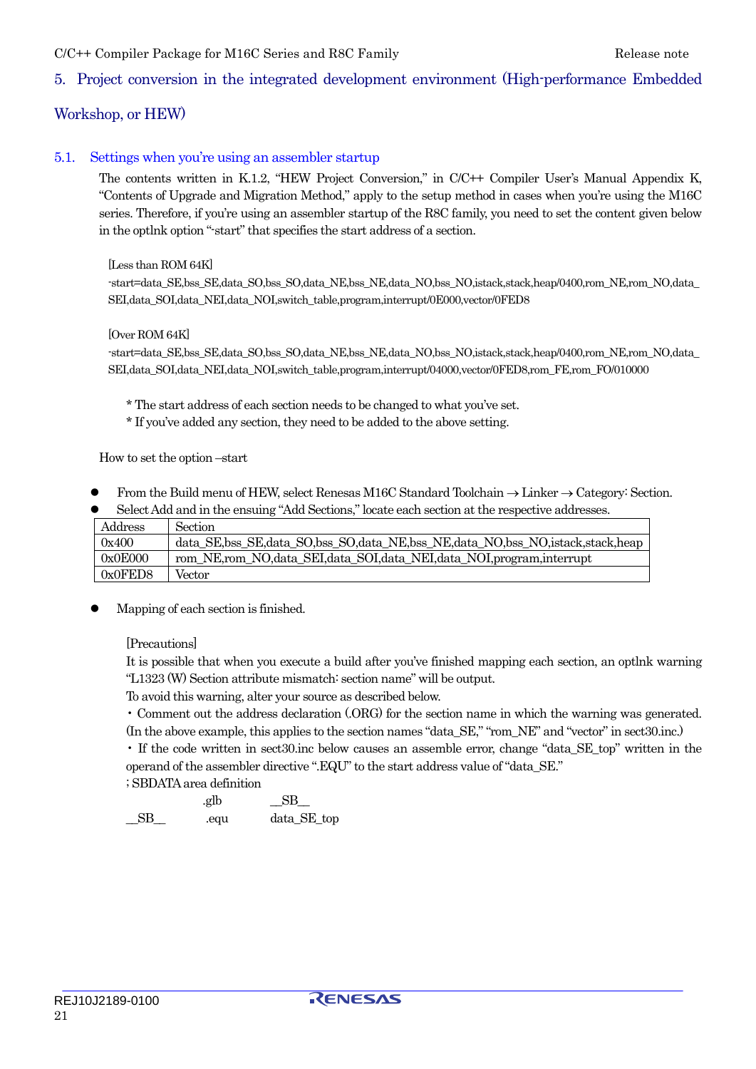## 5. Project conversion in the integrated development environment (High-performance Embedded Workshop, or HEW)

### 5.1. Settings when you're using an assembler startup

The contents written in K.1.2, "HEW Project Conversion," in C/C++ Compiler User's Manual Appendix K, "Contents of Upgrade and Migration Method," apply to the setup method in cases when you're using the M16C series. Therefore, if you're using an assembler startup of the R8C family, you need to set the content given below in the optlnk option "-start" that specifies the start address of a section.

[Less than ROM 64K]

```
-start=data_SE,bss_SE,data_SO,bss_SO,data_NE,bss_NE,data_NO,bss_NO,istack,stack,heap/0400,rom_NE,rom_NO,data_SEI,data_SOI,data_NEI,data_NOI,switch_table,program,interrupt/0E000,vector/0FED8
```

[Over ROM 64K]

```
-start=data_SE,bss_SE,data_SO,bss_SO,data_NE,bss_NE,data_NO,bss_NO,istack,stack,heap/0400,rom_NE,rom_NO,data_SEI,data_SOI,data_NEI,data_NOI,switch_table,program,interrupt/04000,vector/0FED8,rom_FE,rom_FO/010000
```

* The start address of each section needs to be changed to what you've set.
* If you've added any section, they need to be added to the above setting.

How to set the option –start

- From the Build menu of HEW, select Renesas M16C Standard Toolchain → Linker → Category: Section.
- Select Add and in the ensuing "Add Sections," locate each section at the respective addresses.

| Address | Section |
|---|---|
| 0x400 | data_SE,bss_SE,data_SO,bss_SO,data_NE,bss_NE,data_NO,bss_NO,istack,stack,heap |
| 0x0E000 | rom_NE,rom_NO,data_SEI,data_SOI,data_NEI,data_NOI,program,interrupt |
| 0x0FED8 | Vector |

- Mapping of each section is finished.

[Precautions]

It is possible that when you execute a build after you've finished mapping each section, an optlnk warning "L1323 (W) Section attribute mismatch: section name" will be output.

To avoid this warning, alter your source as described below.

・Comment out the address declaration (.ORG) for the section name in which the warning was generated. (In the above example, this applies to the section names "data_SE," "rom_NE" and "vector" in sect30.inc.)

・If the code written in sect30.inc below causes an assemble error, change "data_SE_top" written in the operand of the assembler directive ".EQU" to the start address value of "data_SE."

```
; SBDATA area definition
            .glb        __SB__
__SB__      .equ        data_SE_top
```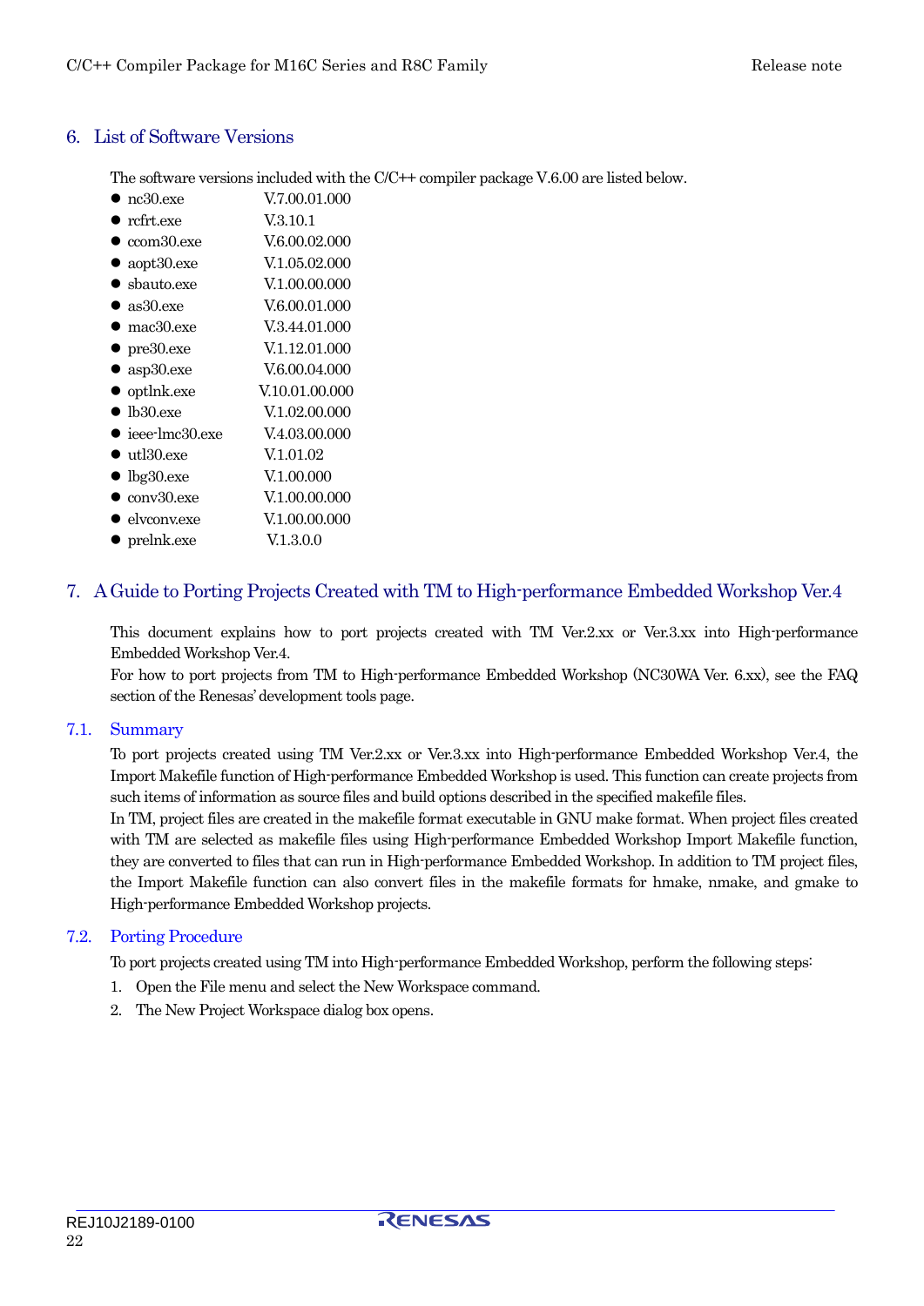## 6. List of Software Versions

The software versions included with the C/C++ compiler package V.6.00 are listed below.

- nc30.exe V.7.00.01.000
- rcfrt.exe V.3.10.1
- ccom30.exe V.6.00.02.000
- aopt30.exe V.1.05.02.000
- sbauto.exe V.1.00.00.000
- as30.exe V.6.00.01.000
- mac30.exe V.3.44.01.000
- pre30.exe V.1.12.01.000
- asp30.exe V.6.00.04.000
- optlnk.exe V.10.01.00.000
- lb30.exe V.1.02.00.000
- ieee-lmc30.exe V.4.03.00.000
- utl30.exe V.1.01.02
- lbg30.exe V.1.00.000
- conv30.exe V.1.00.00.000
- elvconv.exe V.1.00.00.000
- prelnk.exe V.1.3.0.0

## 7. A Guide to Porting Projects Created with TM to High-performance Embedded Workshop Ver.4

This document explains how to port projects created with TM Ver.2.xx or Ver.3.xx into High-performance Embedded Workshop Ver.4.

For how to port projects from TM to High-performance Embedded Workshop (NC30WA Ver. 6.xx), see the FAQ section of the Renesas' development tools page.

### 7.1. Summary

To port projects created using TM Ver.2.xx or Ver.3.xx into High-performance Embedded Workshop Ver.4, the Import Makefile function of High-performance Embedded Workshop is used. This function can create projects from such items of information as source files and build options described in the specified makefile files.

In TM, project files are created in the makefile format executable in GNU make format. When project files created with TM are selected as makefile files using High-performance Embedded Workshop Import Makefile function, they are converted to files that can run in High-performance Embedded Workshop. In addition to TM project files, the Import Makefile function can also convert files in the makefile formats for hmake, nmake, and gmake to High-performance Embedded Workshop projects.

### 7.2. Porting Procedure

To port projects created using TM into High-performance Embedded Workshop, perform the following steps:

1. Open the File menu and select the New Workspace command.
2. The New Project Workspace dialog box opens.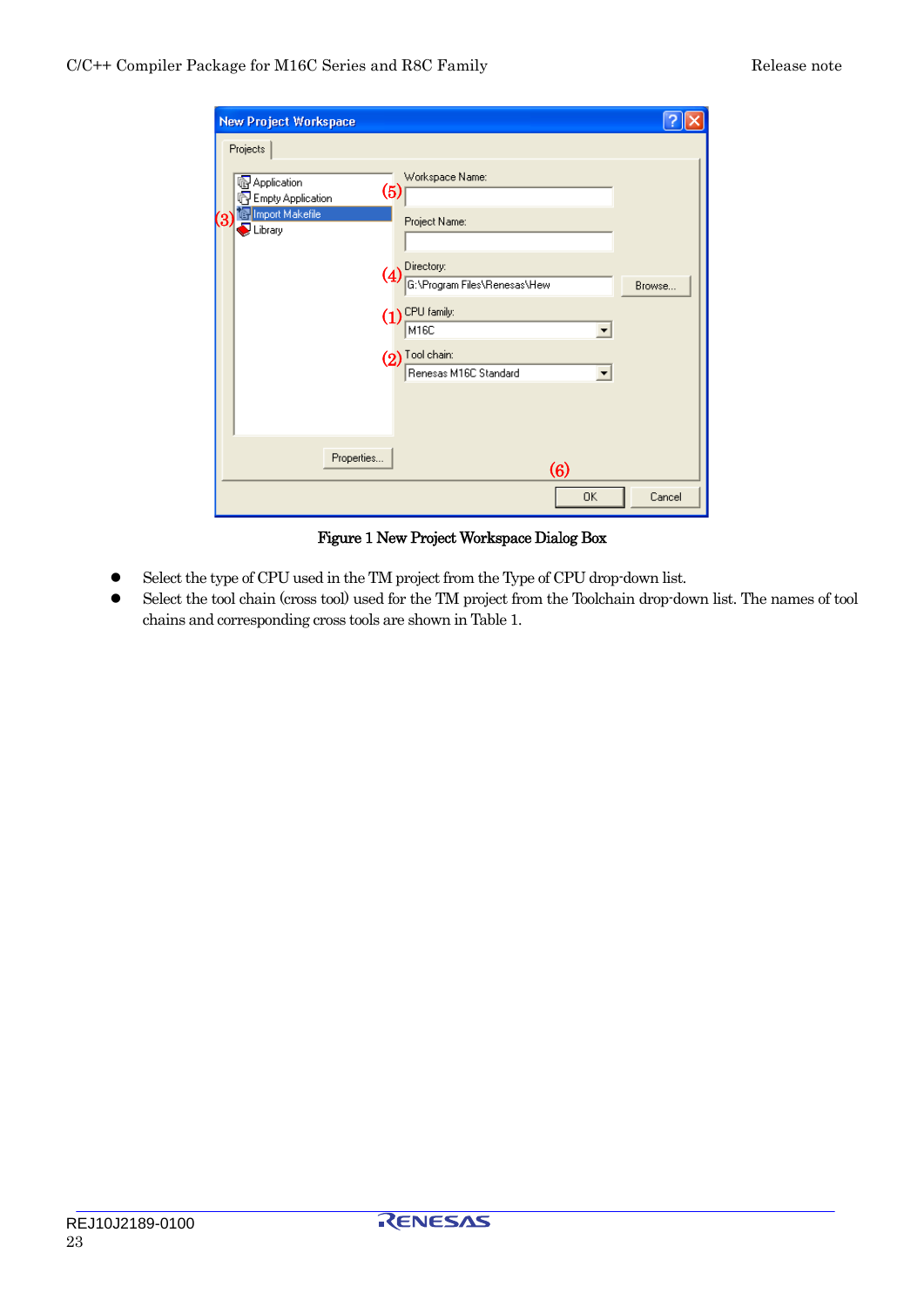Figure 1 New Project Workspace Dialog Box

- Select the type of CPU used in the TM project from the Type of CPU drop-down list.
- Select the tool chain (cross tool) used for the TM project from the Toolchain drop-down list. The names of tool chains and corresponding cross tools are shown in Table 1.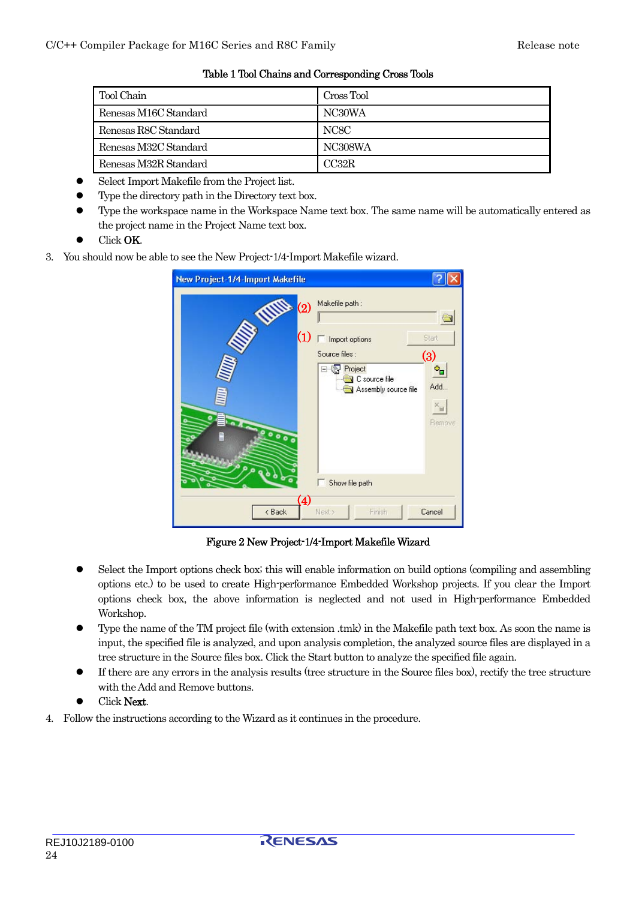Table 1 Tool Chains and Corresponding Cross Tools

| Tool Chain | Cross Tool |
| --- | --- |
| Renesas M16C Standard | NC30WA |
| Renesas R8C Standard | NC8C |
| Renesas M32C Standard | NC308WA |
| Renesas M32R Standard | CC32R |

- Select Import Makefile from the Project list.
- Type the directory path in the Directory text box.
- Type the workspace name in the Workspace Name text box. The same name will be automatically entered as the project name in the Project Name text box.
- Click **OK**.

3. You should now be able to see the New Project-1/4-Import Makefile wizard.

Figure 2 New Project-1/4-Import Makefile Wizard

- Select the Import options check box; this will enable information on build options (compiling and assembling options etc.) to be used to create High-performance Embedded Workshop projects. If you clear the Import options check box, the above information is neglected and not used in High-performance Embedded Workshop.
- Type the name of the TM project file (with extension .tmk) in the Makefile path text box. As soon the name is input, the specified file is analyzed, and upon analysis completion, the analyzed source files are displayed in a tree structure in the Source files box. Click the Start button to analyze the specified file again.
- If there are any errors in the analysis results (tree structure in the Source files box), rectify the tree structure with the Add and Remove buttons.
- Click **Next**.

4. Follow the instructions according to the Wizard as it continues in the procedure.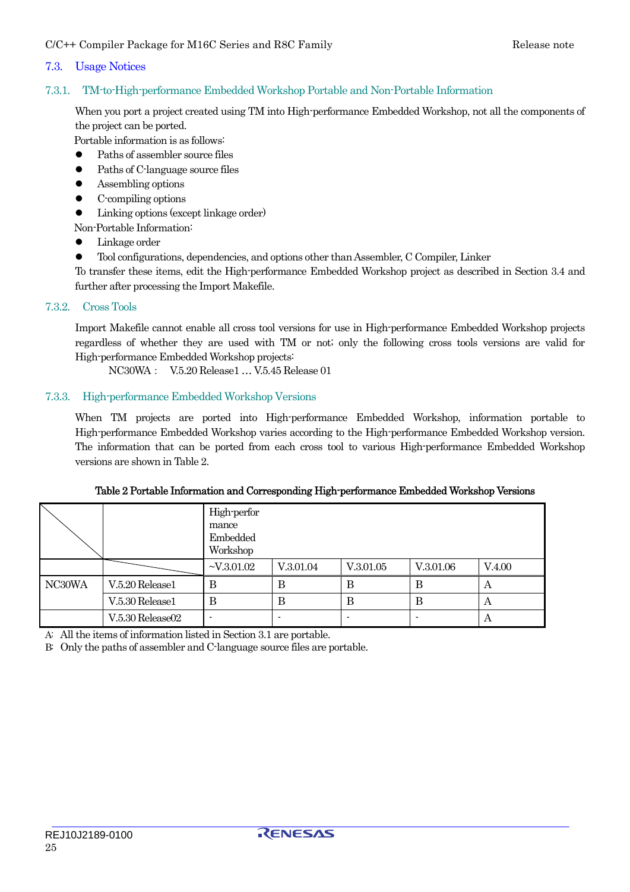## 7.3. Usage Notices

### 7.3.1. TM-to-High-performance Embedded Workshop Portable and Non-Portable Information

When you port a project created using TM into High-performance Embedded Workshop, not all the components of the project can be ported.

Portable information is as follows:

- Paths of assembler source files
- Paths of C-language source files
- Assembling options
- C-compiling options
- Linking options (except linkage order)

Non-Portable Information:

- Linkage order
- Tool configurations, dependencies, and options other than Assembler, C Compiler, Linker

To transfer these items, edit the High-performance Embedded Workshop project as described in Section 3.4 and further after processing the Import Makefile.

### 7.3.2. Cross Tools

Import Makefile cannot enable all cross tool versions for use in High-performance Embedded Workshop projects regardless of whether they are used with TM or not; only the following cross tools versions are valid for High-performance Embedded Workshop projects:

NC30WA : V.5.20 Release1 … V.5.45 Release 01

### 7.3.3. High-performance Embedded Workshop Versions

When TM projects are ported into High-performance Embedded Workshop, information portable to High-performance Embedded Workshop varies according to the High-performance Embedded Workshop version. The information that can be ported from each cross tool to various High-performance Embedded Workshop versions are shown in Table 2.

**Table 2 Portable Information and Corresponding High-performance Embedded Workshop Versions**

| | | High-performance Embedded Workshop | | | | |
|---|---|---|---|---|---|---|
| | | ~V.3.01.02 | V.3.01.04 | V.3.01.05 | V.3.01.06 | V.4.00 |
| NC30WA | V.5.20 Release1 | B | B | B | B | A |
| | V.5.30 Release1 | B | B | B | B | A |
| | V.5.30 Release02 | - | - | - | - | A |

A: All the items of information listed in Section 3.1 are portable.

B: Only the paths of assembler and C-language source files are portable.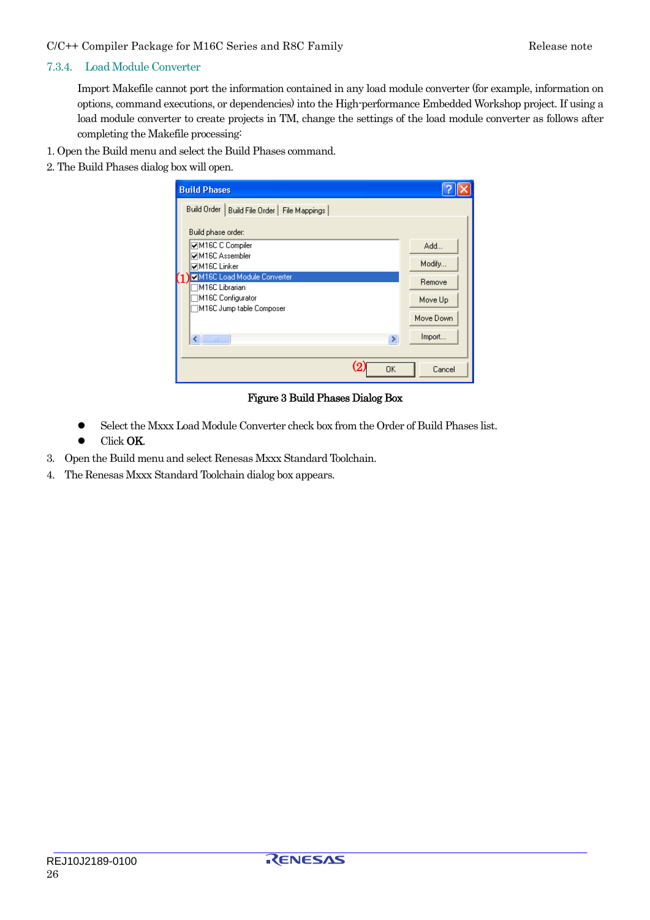### 7.3.4. Load Module Converter

Import Makefile cannot port the information contained in any load module converter (for example, information on options, command executions, or dependencies) into the High-performance Embedded Workshop project. If using a load module converter to create projects in TM, change the settings of the load module converter as follows after completing the Makefile processing:

1. Open the Build menu and select the Build Phases command.
2. The Build Phases dialog box will open.

Figure 3 Build Phases Dialog Box

- Select the Mxxx Load Module Converter check box from the Order of Build Phases list.
- Click **OK**.

3. Open the Build menu and select Renesas Mxxx Standard Toolchain.
4. The Renesas Mxxx Standard Toolchain dialog box appears.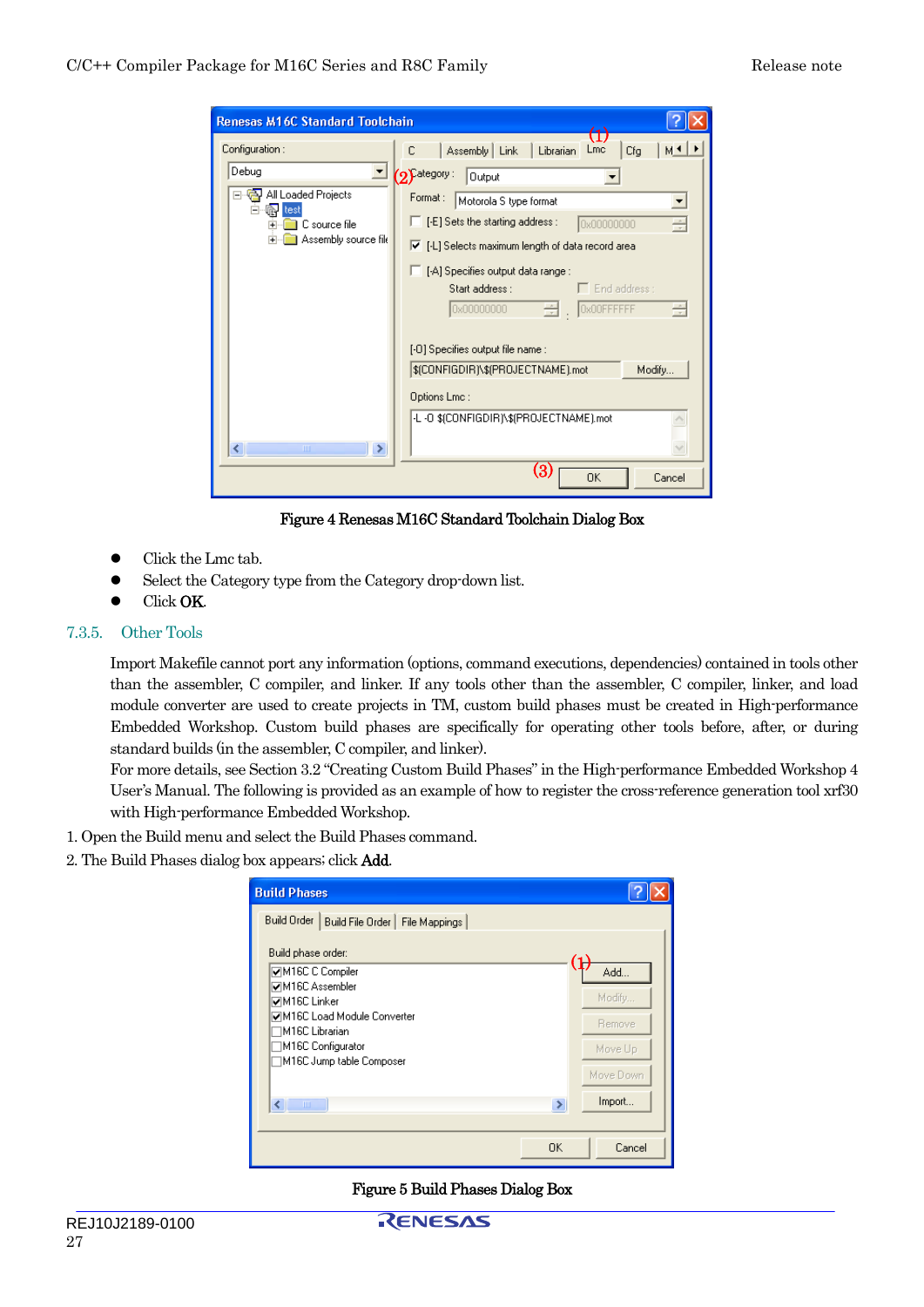Figure 4 Renesas M16C Standard Toolchain Dialog Box

- Click the Lmc tab.
- Select the Category type from the Category drop-down list.
- Click **OK**.

### 7.3.5. Other Tools

Import Makefile cannot port any information (options, command executions, dependencies) contained in tools other than the assembler, C compiler, and linker. If any tools other than the assembler, C compiler, linker, and load module converter are used to create projects in TM, custom build phases must be created in High-performance Embedded Workshop. Custom build phases are specifically for operating other tools before, after, or during standard builds (in the assembler, C compiler, and linker).

For more details, see Section 3.2 "Creating Custom Build Phases" in the High-performance Embedded Workshop 4 User's Manual. The following is provided as an example of how to register the cross-reference generation tool xrf30 with High-performance Embedded Workshop.

1. Open the Build menu and select the Build Phases command.
2. The Build Phases dialog box appears; click **Add**.

Figure 5 Build Phases Dialog Box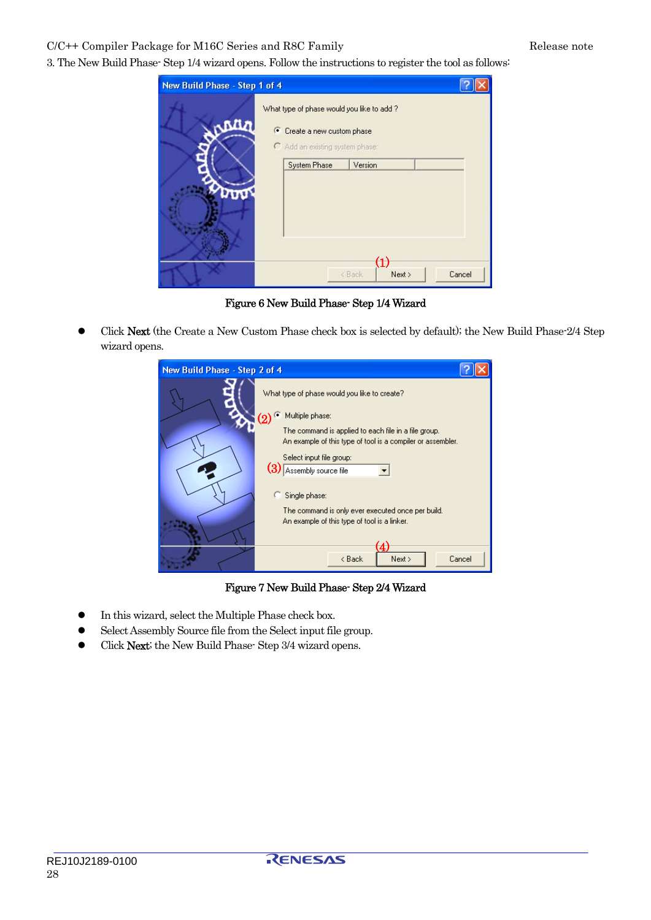3. The New Build Phase- Step 1/4 wizard opens. Follow the instructions to register the tool as follows:

Figure 6 New Build Phase- Step 1/4 Wizard

- Click **Next** (the Create a New Custom Phase check box is selected by default); the New Build Phase-2/4 Step wizard opens.

Figure 7 New Build Phase- Step 2/4 Wizard

- In this wizard, select the Multiple Phase check box.
- Select Assembly Source file from the Select input file group.
- Click **Next**; the New Build Phase- Step 3/4 wizard opens.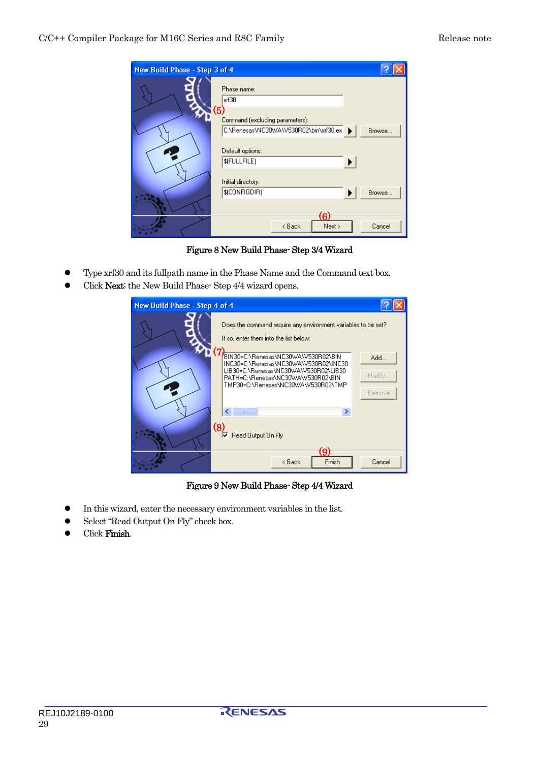Figure 8 New Build Phase- Step 3/4 Wizard

- Type xrf30 and its fullpath name in the Phase Name and the Command text box.
- Click **Next**; the New Build Phase- Step 4/4 wizard opens.

Figure 9 New Build Phase- Step 4/4 Wizard

- In this wizard, enter the necessary environment variables in the list.
- Select "Read Output On Fly" check box.
- Click **Finish**.

REJ10J2189-0100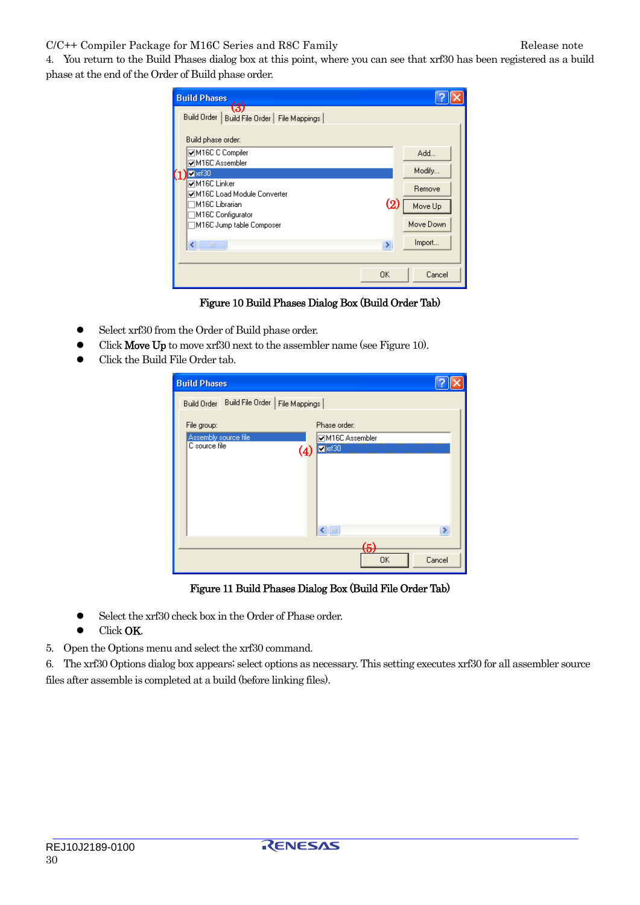4. You return to the Build Phases dialog box at this point, where you can see that xrf30 has been registered as a build phase at the end of the Order of Build phase order.

Figure 10 Build Phases Dialog Box (Build Order Tab)

- Select xrf30 from the Order of Build phase order.
- Click **Move Up** to move xrf30 next to the assembler name (see Figure 10).
- Click the Build File Order tab.

Figure 11 Build Phases Dialog Box (Build File Order Tab)

- Select the xrf30 check box in the Order of Phase order.
- Click **OK**.

5. Open the Options menu and select the xrf30 command.
6. The xrf30 Options dialog box appears; select options as necessary. This setting executes xrf30 for all assembler source files after assemble is completed at a build (before linking files).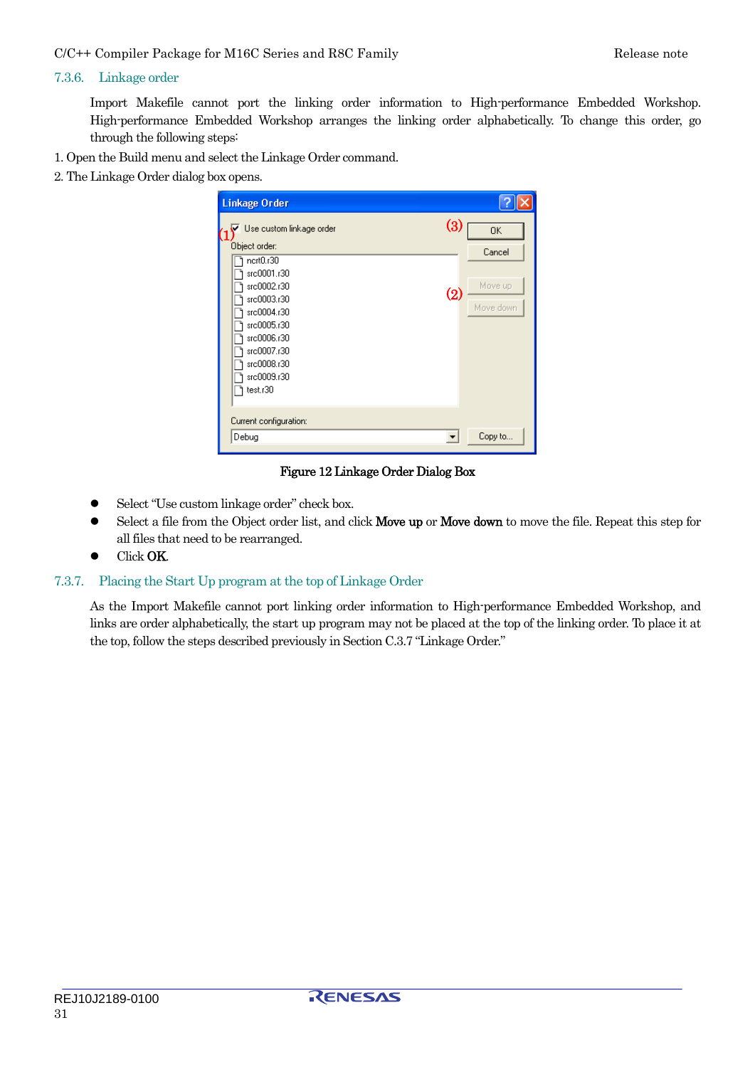### 7.3.6. Linkage order

Import Makefile cannot port the linking order information to High-performance Embedded Workshop. High-performance Embedded Workshop arranges the linking order alphabetically. To change this order, go through the following steps:

1. Open the Build menu and select the Linkage Order command.
2. The Linkage Order dialog box opens.

Figure 12 Linkage Order Dialog Box

- Select "Use custom linkage order" check box.
- Select a file from the Object order list, and click **Move up** or **Move down** to move the file. Repeat this step for all files that need to be rearranged.
- Click **OK**.

### 7.3.7. Placing the Start Up program at the top of Linkage Order

As the Import Makefile cannot port linking order information to High-performance Embedded Workshop, and links are order alphabetically, the start up program may not be placed at the top of the linking order. To place it at the top, follow the steps described previously in Section C.3.7 "Linkage Order."